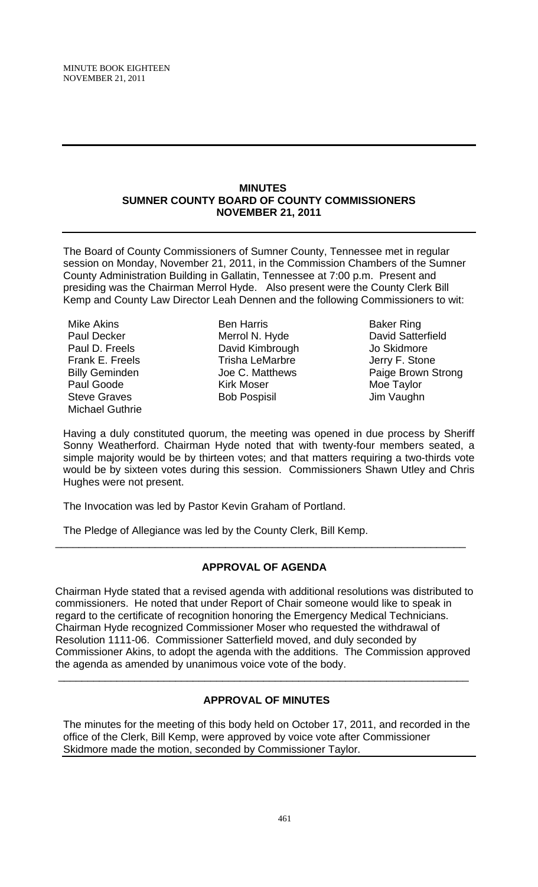## MINUTES
## SUMNER COUNTY BOARD OF COUNTY COMMISSIONERS
## NOVEMBER 21, 2011

The Board of County Commissioners of Sumner County, Tennessee met in regular session on Monday, November 21, 2011, in the Commission Chambers of the Sumner County Administration Building in Gallatin, Tennessee at 7:00 p.m. Present and presiding was the Chairman Merrol Hyde. Also present were the County Clerk Bill Kemp and County Law Director Leah Dennen and the following Commissioners to wit:

Mike Akins
Paul Decker
Paul D. Freels
Frank E. Freels
Billy Geminden
Paul Goode
Steve Graves
Michael Guthrie
Ben Harris
Merrol N. Hyde
David Kimbrough
Trisha LeMarbre
Joe C. Matthews
Kirk Moser
Bob Pospisil
Baker Ring
David Satterfield
Jo Skidmore
Jerry F. Stone
Paige Brown Strong
Moe Taylor
Jim Vaughn

Having a duly constituted quorum, the meeting was opened in due process by Sheriff Sonny Weatherford. Chairman Hyde noted that with twenty-four members seated, a simple majority would be by thirteen votes; and that matters requiring a two-thirds vote would be by sixteen votes during this session. Commissioners Shawn Utley and Chris Hughes were not present.

The Invocation was led by Pastor Kevin Graham of Portland.

The Pledge of Allegiance was led by the County Clerk, Bill Kemp.

---

### APPROVAL OF AGENDA

Chairman Hyde stated that a revised agenda with additional resolutions was distributed to commissioners. He noted that under Report of Chair someone would like to speak in regard to the certificate of recognition honoring the Emergency Medical Technicians. Chairman Hyde recognized Commissioner Moser who requested the withdrawal of Resolution 1111-06. Commissioner Satterfield moved, and duly seconded by Commissioner Akins, to adopt the agenda with the additions. The Commission approved the agenda as amended by unanimous voice vote of the body.

---

### APPROVAL OF MINUTES

The minutes for the meeting of this body held on October 17, 2011, and recorded in the office of the Clerk, Bill Kemp, were approved by voice vote after Commissioner Skidmore made the motion, seconded by Commissioner Taylor.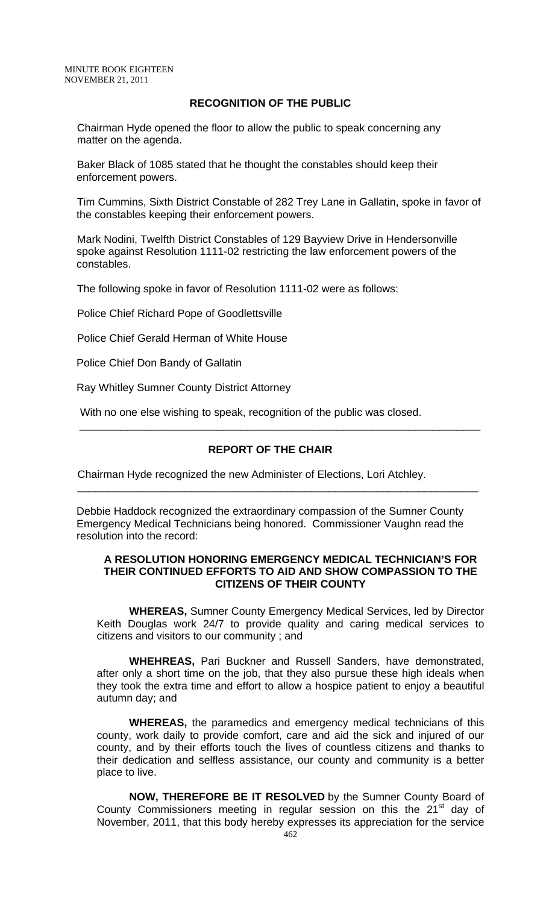## RECOGNITION OF THE PUBLIC

Chairman Hyde opened the floor to allow the public to speak concerning any matter on the agenda.

Baker Black of 1085 stated that he thought the constables should keep their enforcement powers.

Tim Cummins, Sixth District Constable of 282 Trey Lane in Gallatin, spoke in favor of the constables keeping their enforcement powers.

Mark Nodini, Twelfth District Constables of 129 Bayview Drive in Hendersonville spoke against Resolution 1111-02 restricting the law enforcement powers of the constables.

The following spoke in favor of Resolution 1111-02 were as follows:

Police Chief Richard Pope of Goodlettsville

Police Chief Gerald Herman of White House

Police Chief Don Bandy of Gallatin

Ray Whitley Sumner County District Attorney

With no one else wishing to speak, recognition of the public was closed.

---

## REPORT OF THE CHAIR

Chairman Hyde recognized the new Administer of Elections, Lori Atchley.

---

Debbie Haddock recognized the extraordinary compassion of the Sumner County Emergency Medical Technicians being honored. Commissioner Vaughn read the resolution into the record:

### A RESOLUTION HONORING EMERGENCY MEDICAL TECHNICIAN'S FOR THEIR CONTINUED EFFORTS TO AID AND SHOW COMPASSION TO THE CITIZENS OF THEIR COUNTY

**WHEREAS,** Sumner County Emergency Medical Services, led by Director Keith Douglas work 24/7 to provide quality and caring medical services to citizens and visitors to our community ; and

**WHEHREAS,** Pari Buckner and Russell Sanders, have demonstrated, after only a short time on the job, that they also pursue these high ideals when they took the extra time and effort to allow a hospice patient to enjoy a beautiful autumn day; and

**WHEREAS,** the paramedics and emergency medical technicians of this county, work daily to provide comfort, care and aid the sick and injured of our county, and by their efforts touch the lives of countless citizens and thanks to their dedication and selfless assistance, our county and community is a better place to live.

**NOW, THEREFORE BE IT RESOLVED** by the Sumner County Board of County Commissioners meeting in regular session on this the 21st day of November, 2011, that this body hereby expresses its appreciation for the service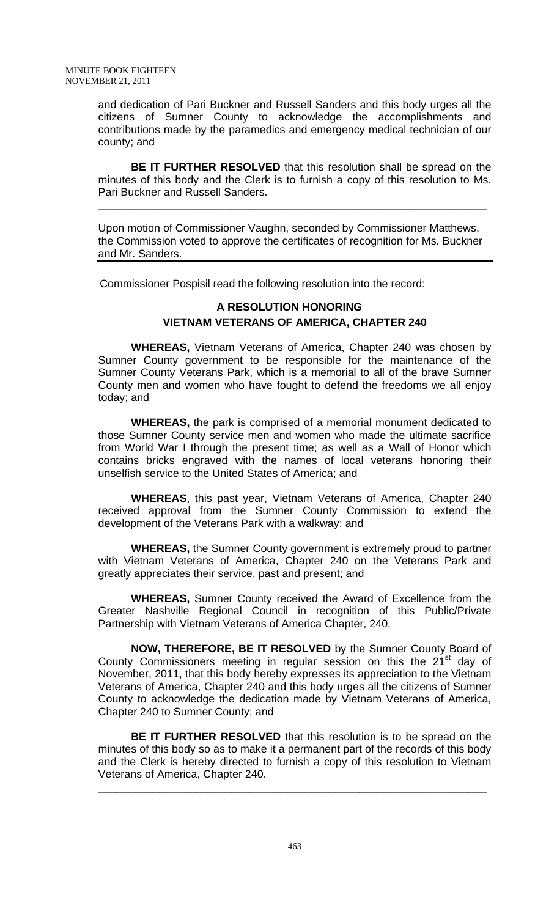and dedication of Pari Buckner and Russell Sanders and this body urges all the citizens of Sumner County to acknowledge the accomplishments and contributions made by the paramedics and emergency medical technician of our county; and

**BE IT FURTHER RESOLVED** that this resolution shall be spread on the minutes of this body and the Clerk is to furnish a copy of this resolution to Ms. Pari Buckner and Russell Sanders.

---

Upon motion of Commissioner Vaughn, seconded by Commissioner Matthews, the Commission voted to approve the certificates of recognition for Ms. Buckner and Mr. Sanders.

---

Commissioner Pospisil read the following resolution into the record:

## A RESOLUTION HONORING VIETNAM VETERANS OF AMERICA, CHAPTER 240

**WHEREAS,** Vietnam Veterans of America, Chapter 240 was chosen by Sumner County government to be responsible for the maintenance of the Sumner County Veterans Park, which is a memorial to all of the brave Sumner County men and women who have fought to defend the freedoms we all enjoy today; and

**WHEREAS,** the park is comprised of a memorial monument dedicated to those Sumner County service men and women who made the ultimate sacrifice from World War I through the present time; as well as a Wall of Honor which contains bricks engraved with the names of local veterans honoring their unselfish service to the United States of America; and

**WHEREAS**, this past year, Vietnam Veterans of America, Chapter 240 received approval from the Sumner County Commission to extend the development of the Veterans Park with a walkway; and

**WHEREAS,** the Sumner County government is extremely proud to partner with Vietnam Veterans of America, Chapter 240 on the Veterans Park and greatly appreciates their service, past and present; and

**WHEREAS,** Sumner County received the Award of Excellence from the Greater Nashville Regional Council in recognition of this Public/Private Partnership with Vietnam Veterans of America Chapter, 240.

**NOW, THEREFORE, BE IT RESOLVED** by the Sumner County Board of County Commissioners meeting in regular session on this the 21st day of November, 2011, that this body hereby expresses its appreciation to the Vietnam Veterans of America, Chapter 240 and this body urges all the citizens of Sumner County to acknowledge the dedication made by Vietnam Veterans of America, Chapter 240 to Sumner County; and

**BE IT FURTHER RESOLVED** that this resolution is to be spread on the minutes of this body so as to make it a permanent part of the records of this body and the Clerk is hereby directed to furnish a copy of this resolution to Vietnam Veterans of America, Chapter 240.

---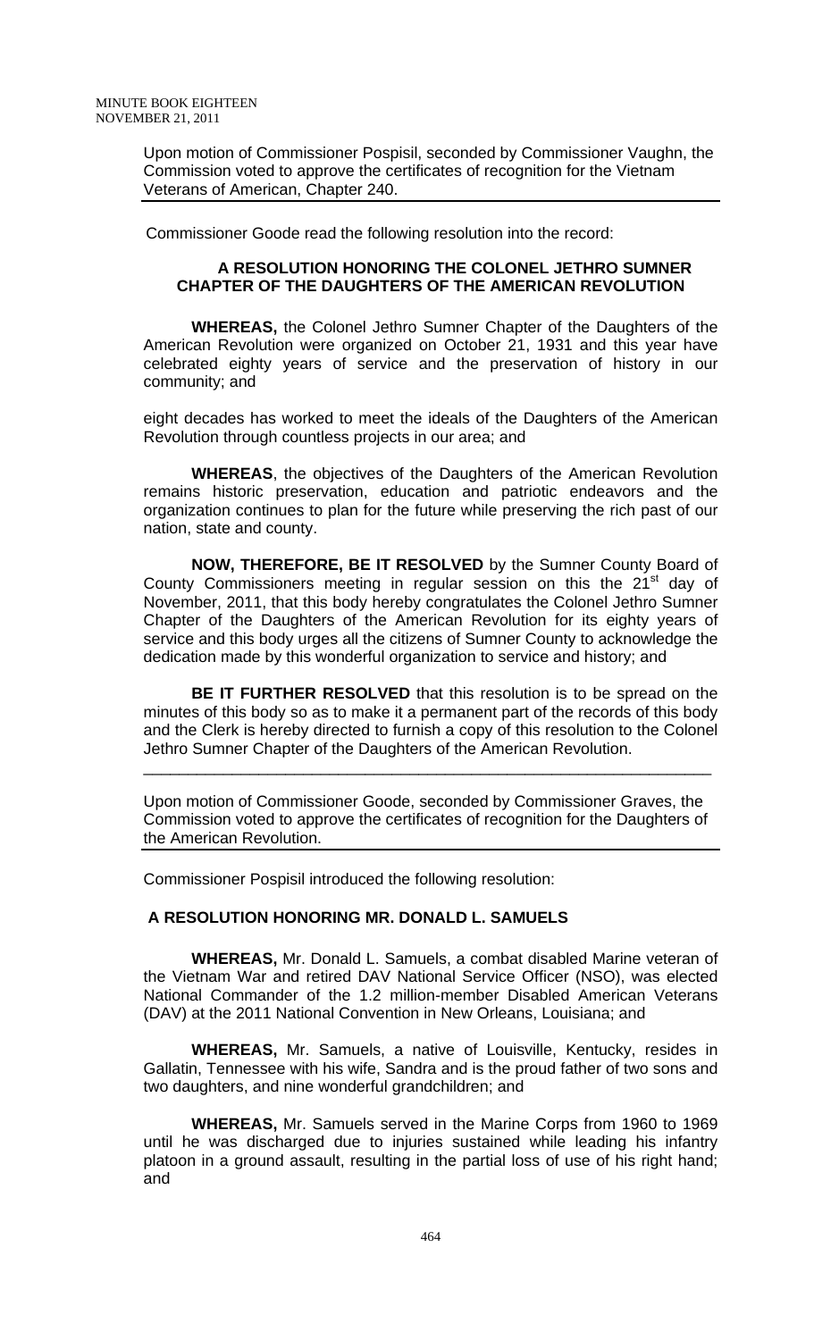Upon motion of Commissioner Pospisil, seconded by Commissioner Vaughn, the Commission voted to approve the certificates of recognition for the Vietnam Veterans of American, Chapter 240.

Commissioner Goode read the following resolution into the record:

**A RESOLUTION HONORING THE COLONEL JETHRO SUMNER CHAPTER OF THE DAUGHTERS OF THE AMERICAN REVOLUTION**

**WHEREAS,** the Colonel Jethro Sumner Chapter of the Daughters of the American Revolution were organized on October 21, 1931 and this year have celebrated eighty years of service and the preservation of history in our community; and

eight decades has worked to meet the ideals of the Daughters of the American Revolution through countless projects in our area; and

**WHEREAS**, the objectives of the Daughters of the American Revolution remains historic preservation, education and patriotic endeavors and the organization continues to plan for the future while preserving the rich past of our nation, state and county.

**NOW, THEREFORE, BE IT RESOLVED** by the Sumner County Board of County Commissioners meeting in regular session on this the 21st day of November, 2011, that this body hereby congratulates the Colonel Jethro Sumner Chapter of the Daughters of the American Revolution for its eighty years of service and this body urges all the citizens of Sumner County to acknowledge the dedication made by this wonderful organization to service and history; and

**BE IT FURTHER RESOLVED** that this resolution is to be spread on the minutes of this body so as to make it a permanent part of the records of this body and the Clerk is hereby directed to furnish a copy of this resolution to the Colonel Jethro Sumner Chapter of the Daughters of the American Revolution.

---

Upon motion of Commissioner Goode, seconded by Commissioner Graves, the Commission voted to approve the certificates of recognition for the Daughters of the American Revolution.

Commissioner Pospisil introduced the following resolution:

**A RESOLUTION HONORING MR. DONALD L. SAMUELS**

**WHEREAS,** Mr. Donald L. Samuels, a combat disabled Marine veteran of the Vietnam War and retired DAV National Service Officer (NSO), was elected National Commander of the 1.2 million-member Disabled American Veterans (DAV) at the 2011 National Convention in New Orleans, Louisiana; and

**WHEREAS,** Mr. Samuels, a native of Louisville, Kentucky, resides in Gallatin, Tennessee with his wife, Sandra and is the proud father of two sons and two daughters, and nine wonderful grandchildren; and

**WHEREAS,** Mr. Samuels served in the Marine Corps from 1960 to 1969 until he was discharged due to injuries sustained while leading his infantry platoon in a ground assault, resulting in the partial loss of use of his right hand; and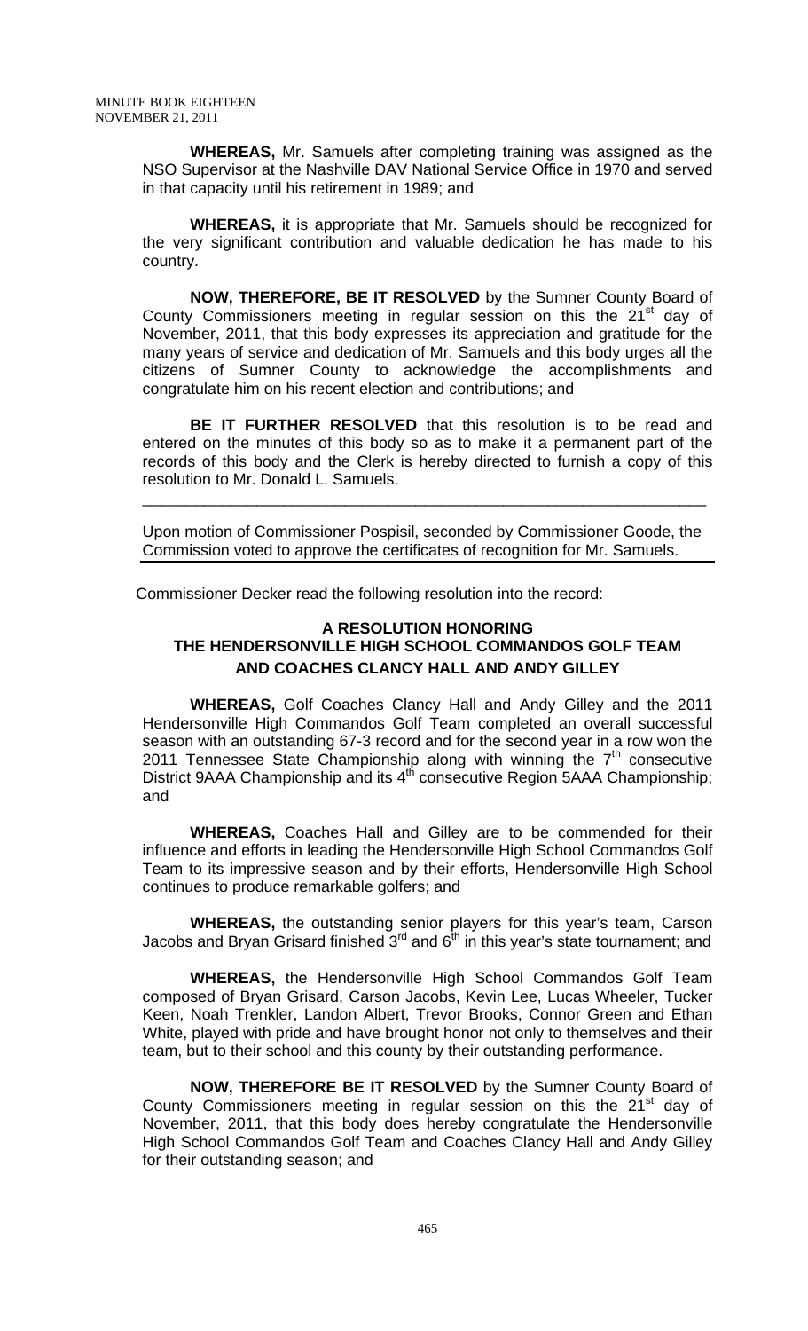**WHEREAS,** Mr. Samuels after completing training was assigned as the NSO Supervisor at the Nashville DAV National Service Office in 1970 and served in that capacity until his retirement in 1989; and

**WHEREAS,** it is appropriate that Mr. Samuels should be recognized for the very significant contribution and valuable dedication he has made to his country.

**NOW, THEREFORE, BE IT RESOLVED** by the Sumner County Board of County Commissioners meeting in regular session on this the 21st day of November, 2011, that this body expresses its appreciation and gratitude for the many years of service and dedication of Mr. Samuels and this body urges all the citizens of Sumner County to acknowledge the accomplishments and congratulate him on his recent election and contributions; and

**BE IT FURTHER RESOLVED** that this resolution is to be read and entered on the minutes of this body so as to make it a permanent part of the records of this body and the Clerk is hereby directed to furnish a copy of this resolution to Mr. Donald L. Samuels.

---

Upon motion of Commissioner Pospisil, seconded by Commissioner Goode, the Commission voted to approve the certificates of recognition for Mr. Samuels.

---

Commissioner Decker read the following resolution into the record:

**A RESOLUTION HONORING THE HENDERSONVILLE HIGH SCHOOL COMMANDOS GOLF TEAM AND COACHES CLANCY HALL AND ANDY GILLEY**

**WHEREAS,** Golf Coaches Clancy Hall and Andy Gilley and the 2011 Hendersonville High Commandos Golf Team completed an overall successful season with an outstanding 67-3 record and for the second year in a row won the 2011 Tennessee State Championship along with winning the 7th consecutive District 9AAA Championship and its 4th consecutive Region 5AAA Championship; and

**WHEREAS,** Coaches Hall and Gilley are to be commended for their influence and efforts in leading the Hendersonville High School Commandos Golf Team to its impressive season and by their efforts, Hendersonville High School continues to produce remarkable golfers; and

**WHEREAS,** the outstanding senior players for this year's team, Carson Jacobs and Bryan Grisard finished 3rd and 6th in this year's state tournament; and

**WHEREAS,** the Hendersonville High School Commandos Golf Team composed of Bryan Grisard, Carson Jacobs, Kevin Lee, Lucas Wheeler, Tucker Keen, Noah Trenkler, Landon Albert, Trevor Brooks, Connor Green and Ethan White, played with pride and have brought honor not only to themselves and their team, but to their school and this county by their outstanding performance.

**NOW, THEREFORE BE IT RESOLVED** by the Sumner County Board of County Commissioners meeting in regular session on this the 21st day of November, 2011, that this body does hereby congratulate the Hendersonville High School Commandos Golf Team and Coaches Clancy Hall and Andy Gilley for their outstanding season; and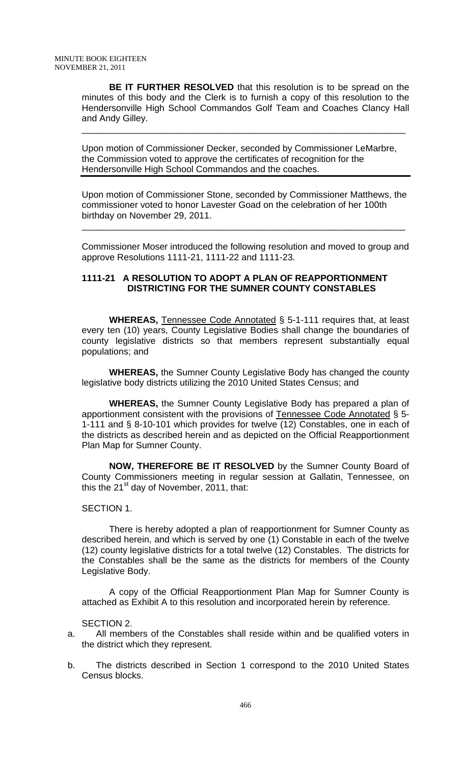**BE IT FURTHER RESOLVED** that this resolution is to be spread on the minutes of this body and the Clerk is to furnish a copy of this resolution to the Hendersonville High School Commandos Golf Team and Coaches Clancy Hall and Andy Gilley.

---

Upon motion of Commissioner Decker, seconded by Commissioner LeMarbre, the Commission voted to approve the certificates of recognition for the Hendersonville High School Commandos and the coaches.

---

Upon motion of Commissioner Stone, seconded by Commissioner Matthews, the commissioner voted to honor Lavester Goad on the celebration of her 100th birthday on November 29, 2011.

---

Commissioner Moser introduced the following resolution and moved to group and approve Resolutions 1111-21, 1111-22 and 1111-23.

### 1111-21 A RESOLUTION TO ADOPT A PLAN OF REAPPORTIONMENT DISTRICTING FOR THE SUMNER COUNTY CONSTABLES

**WHEREAS,** Tennessee Code Annotated § 5-1-111 requires that, at least every ten (10) years, County Legislative Bodies shall change the boundaries of county legislative districts so that members represent substantially equal populations; and

**WHEREAS,** the Sumner County Legislative Body has changed the county legislative body districts utilizing the 2010 United States Census; and

**WHEREAS,** the Sumner County Legislative Body has prepared a plan of apportionment consistent with the provisions of Tennessee Code Annotated § 5-1-111 and § 8-10-101 which provides for twelve (12) Constables, one in each of the districts as described herein and as depicted on the Official Reapportionment Plan Map for Sumner County.

**NOW, THEREFORE BE IT RESOLVED** by the Sumner County Board of County Commissioners meeting in regular session at Gallatin, Tennessee, on this the 21st day of November, 2011, that:

SECTION 1.

There is hereby adopted a plan of reapportionment for Sumner County as described herein, and which is served by one (1) Constable in each of the twelve (12) county legislative districts for a total twelve (12) Constables. The districts for the Constables shall be the same as the districts for members of the County Legislative Body.

A copy of the Official Reapportionment Plan Map for Sumner County is attached as Exhibit A to this resolution and incorporated herein by reference.

SECTION 2.

a. All members of the Constables shall reside within and be qualified voters in the district which they represent.

b. The districts described in Section 1 correspond to the 2010 United States Census blocks.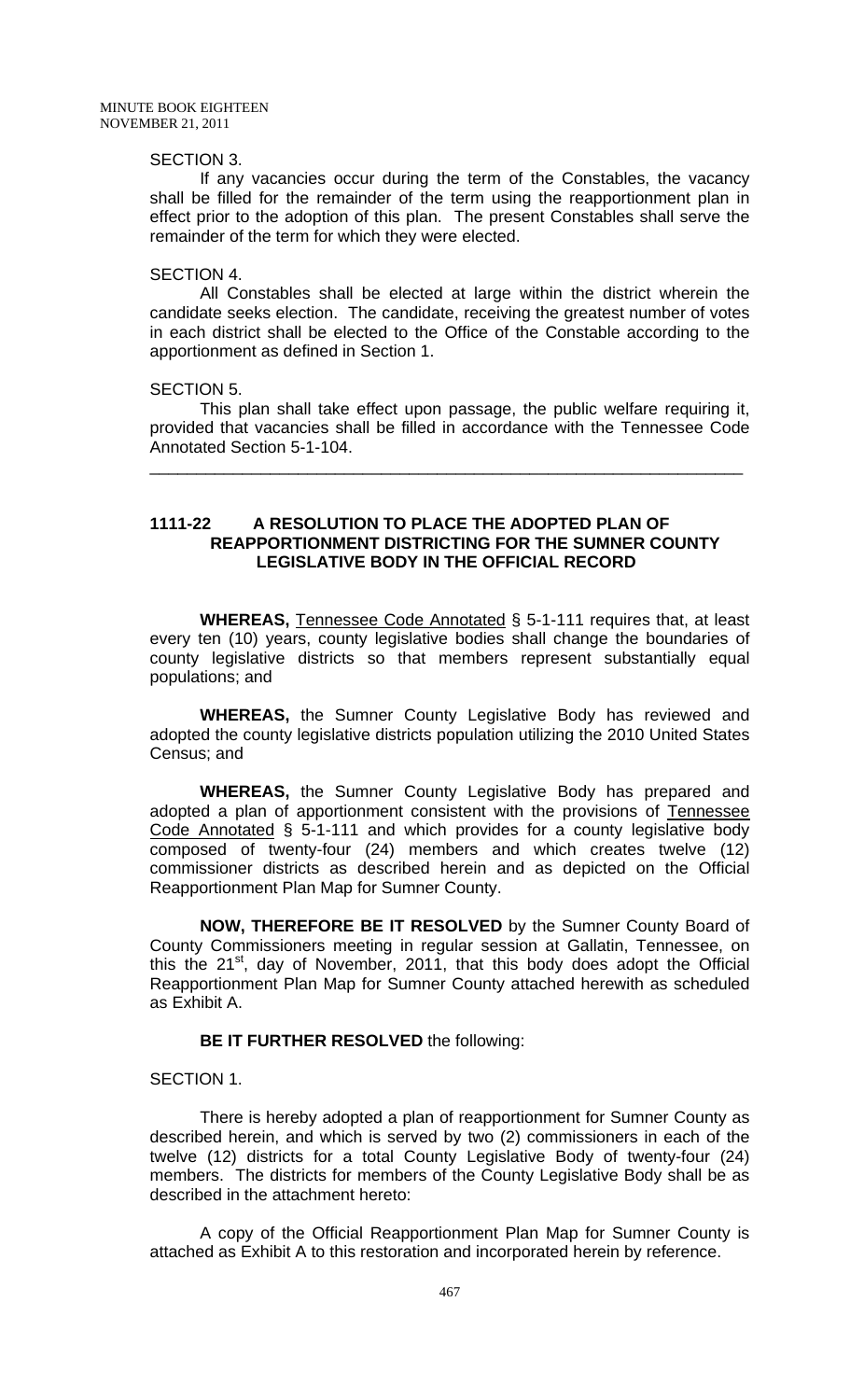SECTION 3.

If any vacancies occur during the term of the Constables, the vacancy shall be filled for the remainder of the term using the reapportionment plan in effect prior to the adoption of this plan. The present Constables shall serve the remainder of the term for which they were elected.

SECTION 4.

All Constables shall be elected at large within the district wherein the candidate seeks election. The candidate, receiving the greatest number of votes in each district shall be elected to the Office of the Constable according to the apportionment as defined in Section 1.

SECTION 5.

This plan shall take effect upon passage, the public welfare requiring it, provided that vacancies shall be filled in accordance with the Tennessee Code Annotated Section 5-1-104.

---

### 1111-22 A RESOLUTION TO PLACE THE ADOPTED PLAN OF REAPPORTIONMENT DISTRICTING FOR THE SUMNER COUNTY LEGISLATIVE BODY IN THE OFFICIAL RECORD

**WHEREAS,** Tennessee Code Annotated § 5-1-111 requires that, at least every ten (10) years, county legislative bodies shall change the boundaries of county legislative districts so that members represent substantially equal populations; and

**WHEREAS,** the Sumner County Legislative Body has reviewed and adopted the county legislative districts population utilizing the 2010 United States Census; and

**WHEREAS,** the Sumner County Legislative Body has prepared and adopted a plan of apportionment consistent with the provisions of Tennessee Code Annotated § 5-1-111 and which provides for a county legislative body composed of twenty-four (24) members and which creates twelve (12) commissioner districts as described herein and as depicted on the Official Reapportionment Plan Map for Sumner County.

**NOW, THEREFORE BE IT RESOLVED** by the Sumner County Board of County Commissioners meeting in regular session at Gallatin, Tennessee, on this the 21st, day of November, 2011, that this body does adopt the Official Reapportionment Plan Map for Sumner County attached herewith as scheduled as Exhibit A.

**BE IT FURTHER RESOLVED** the following:

SECTION 1.

There is hereby adopted a plan of reapportionment for Sumner County as described herein, and which is served by two (2) commissioners in each of the twelve (12) districts for a total County Legislative Body of twenty-four (24) members. The districts for members of the County Legislative Body shall be as described in the attachment hereto:

A copy of the Official Reapportionment Plan Map for Sumner County is attached as Exhibit A to this restoration and incorporated herein by reference.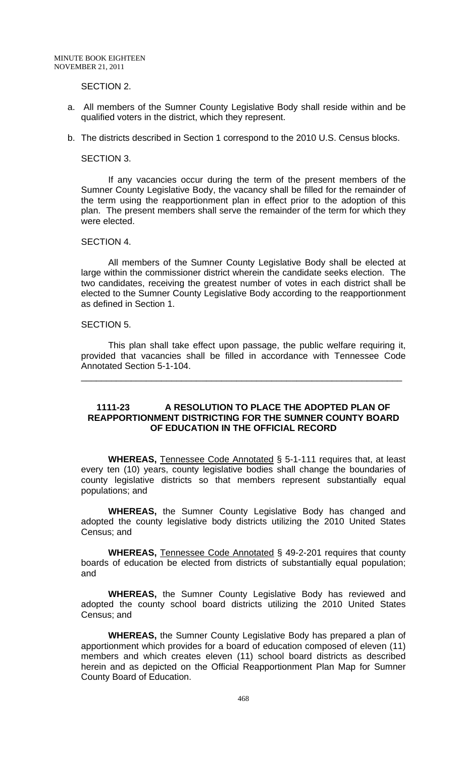SECTION 2.

a. All members of the Sumner County Legislative Body shall reside within and be qualified voters in the district, which they represent.

b. The districts described in Section 1 correspond to the 2010 U.S. Census blocks.

SECTION 3.

If any vacancies occur during the term of the present members of the Sumner County Legislative Body, the vacancy shall be filled for the remainder of the term using the reapportionment plan in effect prior to the adoption of this plan. The present members shall serve the remainder of the term for which they were elected.

SECTION 4.

All members of the Sumner County Legislative Body shall be elected at large within the commissioner district wherein the candidate seeks election. The two candidates, receiving the greatest number of votes in each district shall be elected to the Sumner County Legislative Body according to the reapportionment as defined in Section 1.

SECTION 5.

This plan shall take effect upon passage, the public welfare requiring it, provided that vacancies shall be filled in accordance with Tennessee Code Annotated Section 5-1-104.

---

## 1111-23 A RESOLUTION TO PLACE THE ADOPTED PLAN OF REAPPORTIONMENT DISTRICTING FOR THE SUMNER COUNTY BOARD OF EDUCATION IN THE OFFICIAL RECORD

**WHEREAS,** Tennessee Code Annotated § 5-1-111 requires that, at least every ten (10) years, county legislative bodies shall change the boundaries of county legislative districts so that members represent substantially equal populations; and

**WHEREAS,** the Sumner County Legislative Body has changed and adopted the county legislative body districts utilizing the 2010 United States Census; and

**WHEREAS,** Tennessee Code Annotated § 49-2-201 requires that county boards of education be elected from districts of substantially equal population; and

**WHEREAS,** the Sumner County Legislative Body has reviewed and adopted the county school board districts utilizing the 2010 United States Census; and

**WHEREAS,** the Sumner County Legislative Body has prepared a plan of apportionment which provides for a board of education composed of eleven (11) members and which creates eleven (11) school board districts as described herein and as depicted on the Official Reapportionment Plan Map for Sumner County Board of Education.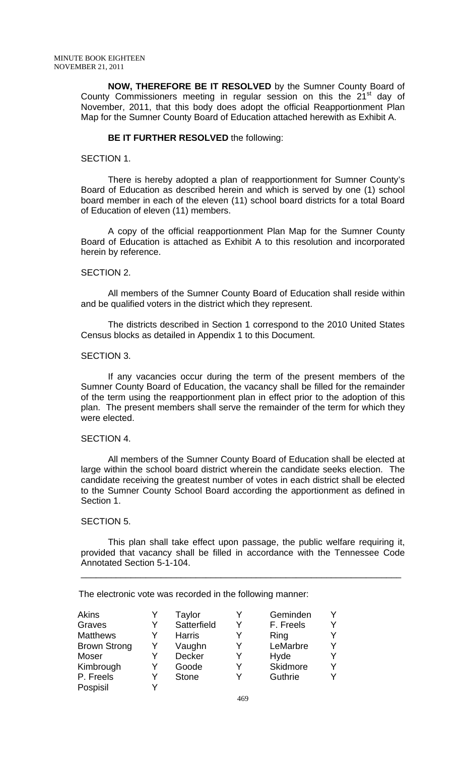**NOW, THEREFORE BE IT RESOLVED** by the Sumner County Board of County Commissioners meeting in regular session on this the 21st day of November, 2011, that this body does adopt the official Reapportionment Plan Map for the Sumner County Board of Education attached herewith as Exhibit A.

**BE IT FURTHER RESOLVED** the following:

SECTION 1.

There is hereby adopted a plan of reapportionment for Sumner County's Board of Education as described herein and which is served by one (1) school board member in each of the eleven (11) school board districts for a total Board of Education of eleven (11) members.

A copy of the official reapportionment Plan Map for the Sumner County Board of Education is attached as Exhibit A to this resolution and incorporated herein by reference.

SECTION 2.

All members of the Sumner County Board of Education shall reside within and be qualified voters in the district which they represent.

The districts described in Section 1 correspond to the 2010 United States Census blocks as detailed in Appendix 1 to this Document.

SECTION 3.

If any vacancies occur during the term of the present members of the Sumner County Board of Education, the vacancy shall be filled for the remainder of the term using the reapportionment plan in effect prior to the adoption of this plan. The present members shall serve the remainder of the term for which they were elected.

SECTION 4.

All members of the Sumner County Board of Education shall be elected at large within the school board district wherein the candidate seeks election. The candidate receiving the greatest number of votes in each district shall be elected to the Sumner County School Board according the apportionment as defined in Section 1.

SECTION 5.

This plan shall take effect upon passage, the public welfare requiring it, provided that vacancy shall be filled in accordance with the Tennessee Code Annotated Section 5-1-104.

---

The electronic vote was recorded in the following manner:

| | | | | | |
|---|---|---|---|---|---|
| Akins | Y | Taylor | Y | Geminden | Y |
| Graves | Y | Satterfield | Y | F. Freels | Y |
| Matthews | Y | Harris | Y | Ring | Y |
| Brown Strong | Y | Vaughn | Y | LeMarbre | Y |
| Moser | Y | Decker | Y | Hyde | Y |
| Kimbrough | Y | Goode | Y | Skidmore | Y |
| P. Freels | Y | Stone | Y | Guthrie | Y |
| Pospisil | Y | | | | |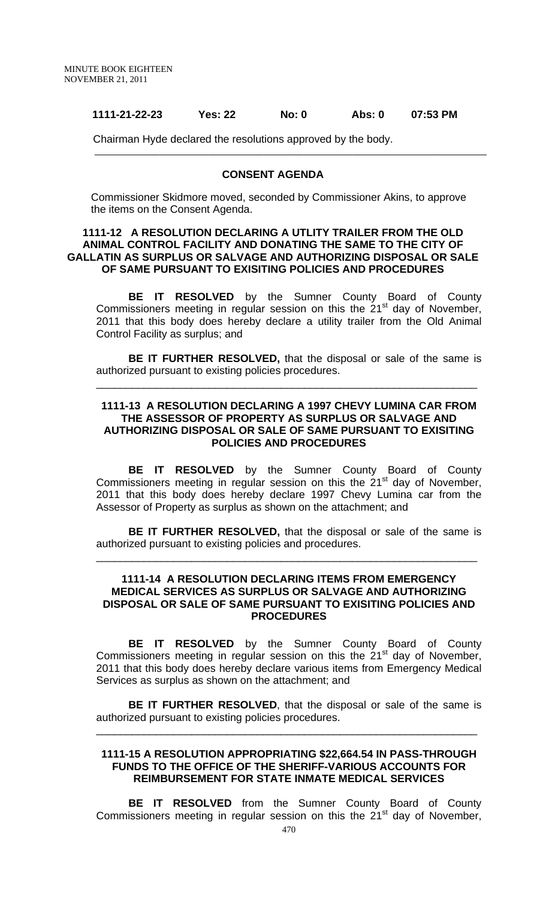**1111-21-22-23 Yes: 22 No: 0 Abs: 0 07:53 PM**

Chairman Hyde declared the resolutions approved by the body.

---

**CONSENT AGENDA**

Commissioner Skidmore moved, seconded by Commissioner Akins, to approve the items on the Consent Agenda.

**1111-12 A RESOLUTION DECLARING A UTLITY TRAILER FROM THE OLD ANIMAL CONTROL FACILITY AND DONATING THE SAME TO THE CITY OF GALLATIN AS SURPLUS OR SALVAGE AND AUTHORIZING DISPOSAL OR SALE OF SAME PURSUANT TO EXISITING POLICIES AND PROCEDURES**

**BE IT RESOLVED** by the Sumner County Board of County Commissioners meeting in regular session on this the 21st day of November, 2011 that this body does hereby declare a utility trailer from the Old Animal Control Facility as surplus; and

**BE IT FURTHER RESOLVED,** that the disposal or sale of the same is authorized pursuant to existing policies procedures.

---

**1111-13 A RESOLUTION DECLARING A 1997 CHEVY LUMINA CAR FROM THE ASSESSOR OF PROPERTY AS SURPLUS OR SALVAGE AND AUTHORIZING DISPOSAL OR SALE OF SAME PURSUANT TO EXISITING POLICIES AND PROCEDURES**

**BE IT RESOLVED** by the Sumner County Board of County Commissioners meeting in regular session on this the 21st day of November, 2011 that this body does hereby declare 1997 Chevy Lumina car from the Assessor of Property as surplus as shown on the attachment; and

**BE IT FURTHER RESOLVED,** that the disposal or sale of the same is authorized pursuant to existing policies and procedures.

---

**1111-14 A RESOLUTION DECLARING ITEMS FROM EMERGENCY MEDICAL SERVICES AS SURPLUS OR SALVAGE AND AUTHORIZING DISPOSAL OR SALE OF SAME PURSUANT TO EXISITING POLICIES AND PROCEDURES**

**BE IT RESOLVED** by the Sumner County Board of County Commissioners meeting in regular session on this the 21st day of November, 2011 that this body does hereby declare various items from Emergency Medical Services as surplus as shown on the attachment; and

**BE IT FURTHER RESOLVED**, that the disposal or sale of the same is authorized pursuant to existing policies procedures.

---

**1111-15 A RESOLUTION APPROPRIATING $22,664.54 IN PASS-THROUGH FUNDS TO THE OFFICE OF THE SHERIFF-VARIOUS ACCOUNTS FOR REIMBURSEMENT FOR STATE INMATE MEDICAL SERVICES**

**BE IT RESOLVED** from the Sumner County Board of County Commissioners meeting in regular session on this the 21st day of November,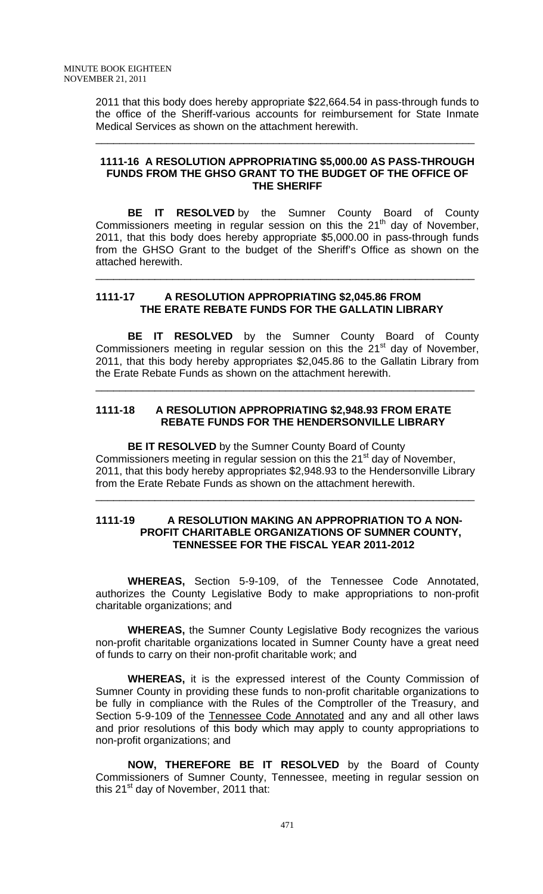2011 that this body does hereby appropriate $22,664.54 in pass-through funds to the office of the Sheriff-various accounts for reimbursement for State Inmate Medical Services as shown on the attachment herewith.

---

**1111-16 A RESOLUTION APPROPRIATING $5,000.00 AS PASS-THROUGH FUNDS FROM THE GHSO GRANT TO THE BUDGET OF THE OFFICE OF THE SHERIFF**

**BE IT RESOLVED** by the Sumner County Board of County Commissioners meeting in regular session on this the 21[th] day of November, 2011, that this body does hereby appropriate $5,000.00 in pass-through funds from the GHSO Grant to the budget of the Sheriff's Office as shown on the attached herewith.

---

**1111-17 A RESOLUTION APPROPRIATING $2,045.86 FROM THE ERATE REBATE FUNDS FOR THE GALLATIN LIBRARY**

**BE IT RESOLVED** by the Sumner County Board of County Commissioners meeting in regular session on this the 21[st] day of November, 2011, that this body hereby appropriates $2,045.86 to the Gallatin Library from the Erate Rebate Funds as shown on the attachment herewith.

---

**1111-18 A RESOLUTION APPROPRIATING $2,948.93 FROM ERATE REBATE FUNDS FOR THE HENDERSONVILLE LIBRARY**

**BE IT RESOLVED** by the Sumner County Board of County Commissioners meeting in regular session on this the 21[st] day of November, 2011, that this body hereby appropriates $2,948.93 to the Hendersonville Library from the Erate Rebate Funds as shown on the attachment herewith.

---

**1111-19 A RESOLUTION MAKING AN APPROPRIATION TO A NON-PROFIT CHARITABLE ORGANIZATIONS OF SUMNER COUNTY, TENNESSEE FOR THE FISCAL YEAR 2011-2012**

**WHEREAS,** Section 5-9-109, of the Tennessee Code Annotated, authorizes the County Legislative Body to make appropriations to non-profit charitable organizations; and

**WHEREAS,** the Sumner County Legislative Body recognizes the various non-profit charitable organizations located in Sumner County have a great need of funds to carry on their non-profit charitable work; and

**WHEREAS,** it is the expressed interest of the County Commission of Sumner County in providing these funds to non-profit charitable organizations to be fully in compliance with the Rules of the Comptroller of the Treasury, and Section 5-9-109 of the Tennessee Code Annotated and any and all other laws and prior resolutions of this body which may apply to county appropriations to non-profit organizations; and

**NOW, THEREFORE BE IT RESOLVED** by the Board of County Commissioners of Sumner County, Tennessee, meeting in regular session on this 21[st] day of November, 2011 that: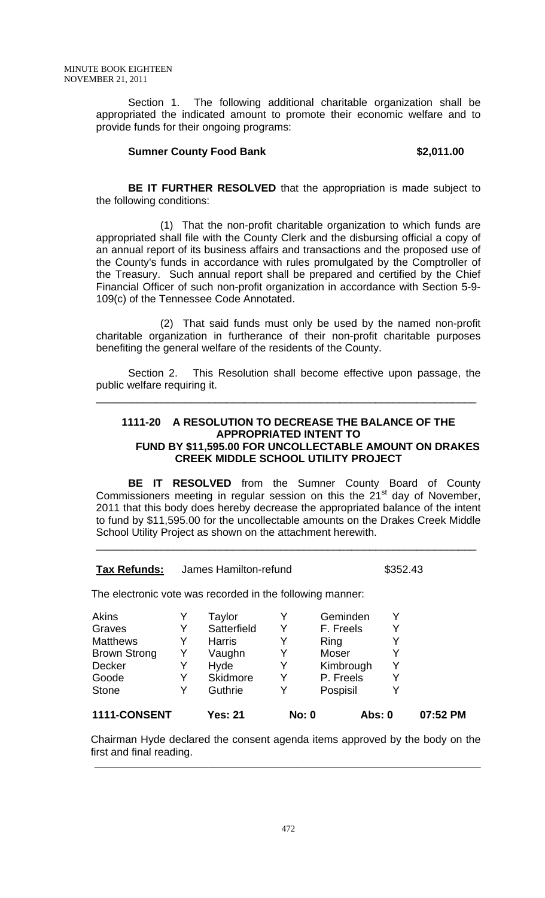Section 1. The following additional charitable organization shall be appropriated the indicated amount to promote their economic welfare and to provide funds for their ongoing programs:

**Sumner County Food Bank** **$2,011.00**

**BE IT FURTHER RESOLVED** that the appropriation is made subject to the following conditions:

(1) That the non-profit charitable organization to which funds are appropriated shall file with the County Clerk and the disbursing official a copy of an annual report of its business affairs and transactions and the proposed use of the County's funds in accordance with rules promulgated by the Comptroller of the Treasury. Such annual report shall be prepared and certified by the Chief Financial Officer of such non-profit organization in accordance with Section 5-9-109(c) of the Tennessee Code Annotated.

(2) That said funds must only be used by the named non-profit charitable organization in furtherance of their non-profit charitable purposes benefiting the general welfare of the residents of the County.

Section 2. This Resolution shall become effective upon passage, the public welfare requiring it.

---

## 1111-20 A RESOLUTION TO DECREASE THE BALANCE OF THE APPROPRIATED INTENT TO FUND BY $11,595.00 FOR UNCOLLECTABLE AMOUNT ON DRAKES CREEK MIDDLE SCHOOL UTILITY PROJECT

**BE IT RESOLVED** from the Sumner County Board of County Commissioners meeting in regular session on this the 21st day of November, 2011 that this body does hereby decrease the appropriated balance of the intent to fund by $11,595.00 for the uncollectable amounts on the Drakes Creek Middle School Utility Project as shown on the attachment herewith.

---

**Tax Refunds:** James Hamilton-refund $352.43

The electronic vote was recorded in the following manner:

| | | | | | |
|---|---|---|---|---|---|
| Akins | Y | Taylor | Y | Geminden | Y |
| Graves | Y | Satterfield | Y | F. Freels | Y |
| Matthews | Y | Harris | Y | Ring | Y |
| Brown Strong | Y | Vaughn | Y | Moser | Y |
| Decker | Y | Hyde | Y | Kimbrough | Y |
| Goode | Y | Skidmore | Y | P. Freels | Y |
| Stone | Y | Guthrie | Y | Pospisil | Y |

**1111-CONSENT** **Yes: 21** **No: 0** **Abs: 0** **07:52 PM**

Chairman Hyde declared the consent agenda items approved by the body on the first and final reading.

---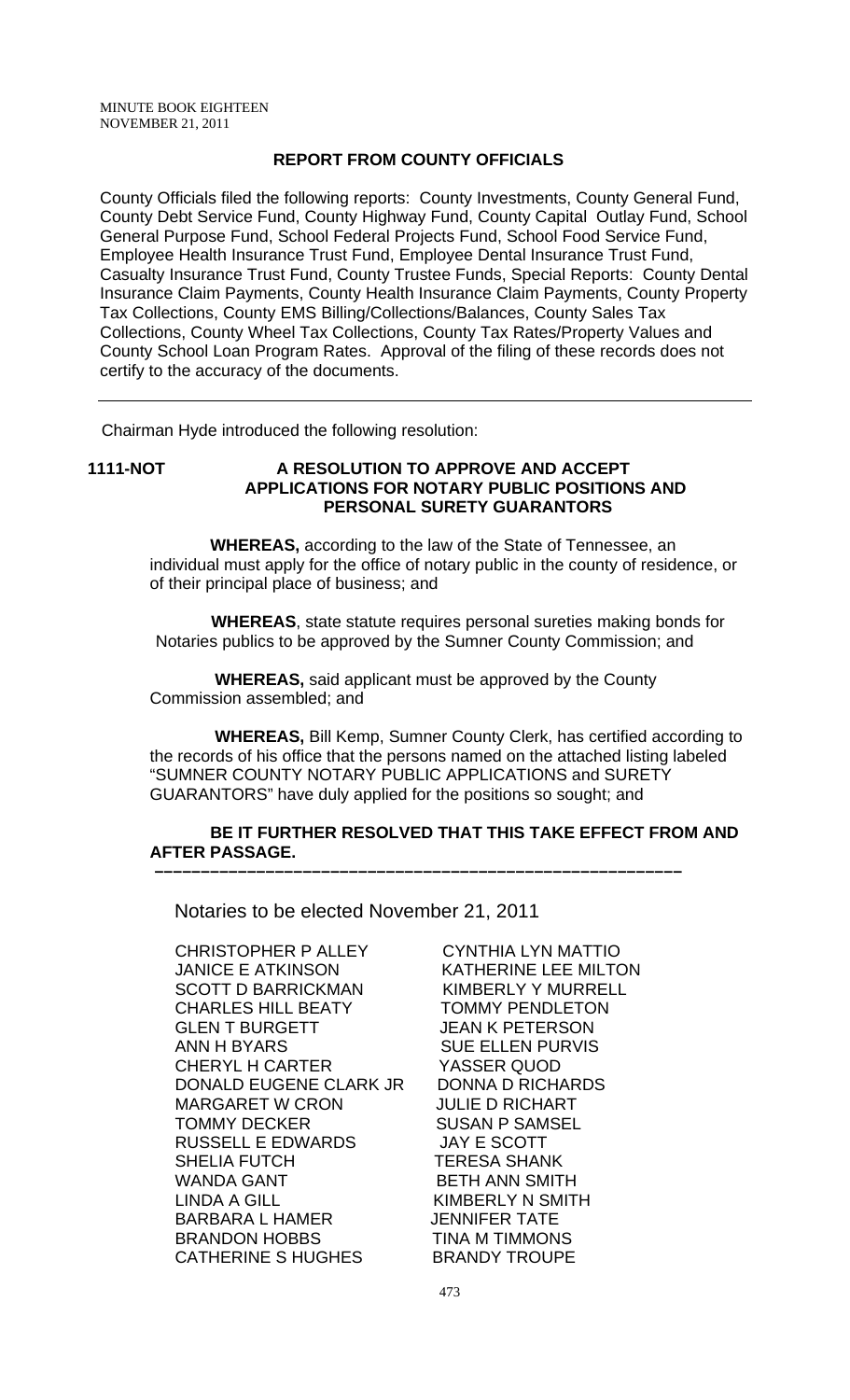## REPORT FROM COUNTY OFFICIALS

County Officials filed the following reports: County Investments, County General Fund, County Debt Service Fund, County Highway Fund, County Capital Outlay Fund, School General Purpose Fund, School Federal Projects Fund, School Food Service Fund, Employee Health Insurance Trust Fund, Employee Dental Insurance Trust Fund, Casualty Insurance Trust Fund, County Trustee Funds, Special Reports: County Dental Insurance Claim Payments, County Health Insurance Claim Payments, County Property Tax Collections, County EMS Billing/Collections/Balances, County Sales Tax Collections, County Wheel Tax Collections, County Tax Rates/Property Values and County School Loan Program Rates. Approval of the filing of these records does not certify to the accuracy of the documents.

---

Chairman Hyde introduced the following resolution:

**1111-NOT** **A RESOLUTION TO APPROVE AND ACCEPT APPLICATIONS FOR NOTARY PUBLIC POSITIONS AND PERSONAL SURETY GUARANTORS**

**WHEREAS,** according to the law of the State of Tennessee, an individual must apply for the office of notary public in the county of residence, or of their principal place of business; and

**WHEREAS**, state statute requires personal sureties making bonds for Notaries publics to be approved by the Sumner County Commission; and

**WHEREAS,** said applicant must be approved by the County Commission assembled; and

**WHEREAS,** Bill Kemp, Sumner County Clerk, has certified according to the records of his office that the persons named on the attached listing labeled "SUMNER COUNTY NOTARY PUBLIC APPLICATIONS and SURETY GUARANTORS" have duly applied for the positions so sought; and

**BE IT FURTHER RESOLVED THAT THIS TAKE EFFECT FROM AND AFTER PASSAGE.**

---

Notaries to be elected November 21, 2011

| | |
|---|---|
| CHRISTOPHER P ALLEY | CYNTHIA LYN MATTIO |
| JANICE E ATKINSON | KATHERINE LEE MILTON |
| SCOTT D BARRICKMAN | KIMBERLY Y MURRELL |
| CHARLES HILL BEATY | TOMMY PENDLETON |
| GLEN T BURGETT | JEAN K PETERSON |
| ANN H BYARS | SUE ELLEN PURVIS |
| CHERYL H CARTER | YASSER QUOD |
| DONALD EUGENE CLARK JR | DONNA D RICHARDS |
| MARGARET W CRON | JULIE D RICHART |
| TOMMY DECKER | SUSAN P SAMSEL |
| RUSSELL E EDWARDS | JAY E SCOTT |
| SHELIA FUTCH | TERESA SHANK |
| WANDA GANT | BETH ANN SMITH |
| LINDA A GILL | KIMBERLY N SMITH |
| BARBARA L HAMER | JENNIFER TATE |
| BRANDON HOBBS | TINA M TIMMONS |
| CATHERINE S HUGHES | BRANDY TROUPE |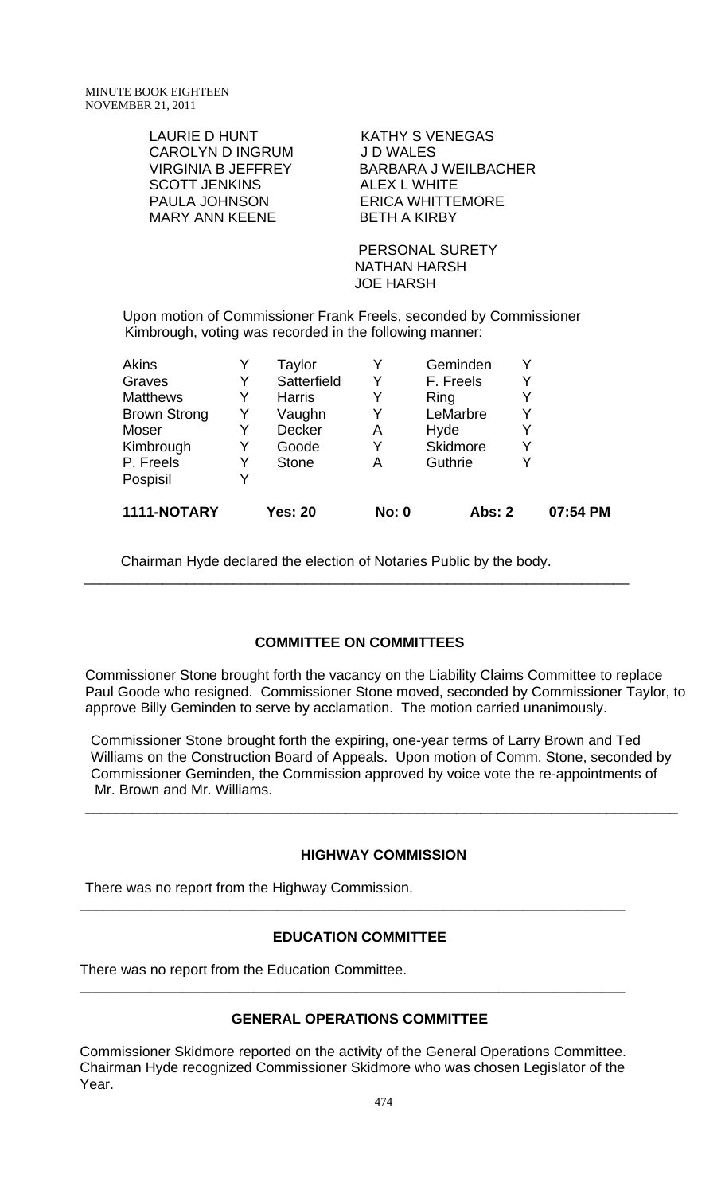| | |
|---|---|
| LAURIE D HUNT | KATHY S VENEGAS |
| CAROLYN D INGRUM | J D WALES |
| VIRGINIA B JEFFREY | BARBARA J WEILBACHER |
| SCOTT JENKINS | ALEX L WHITE |
| PAULA JOHNSON | ERICA WHITTEMORE |
| MARY ANN KEENE | BETH A KIRBY |

PERSONAL SURETY
NATHAN HARSH
JOE HARSH

Upon motion of Commissioner Frank Freels, seconded by Commissioner Kimbrough, voting was recorded in the following manner:

| | | | | | |
|---|---|---|---|---|---|
| Akins | Y | Taylor | Y | Geminden | Y |
| Graves | Y | Satterfield | Y | F. Freels | Y |
| Matthews | Y | Harris | Y | Ring | Y |
| Brown Strong | Y | Vaughn | Y | LeMarbre | Y |
| Moser | Y | Decker | A | Hyde | Y |
| Kimbrough | Y | Goode | Y | Skidmore | Y |
| P. Freels | Y | Stone | A | Guthrie | Y |
| Pospisil | Y | | | | |

**1111-NOTARY Yes: 20 No: 0 Abs: 2 07:54 PM**

Chairman Hyde declared the election of Notaries Public by the body.

---

## COMMITTEE ON COMMITTEES

Commissioner Stone brought forth the vacancy on the Liability Claims Committee to replace Paul Goode who resigned. Commissioner Stone moved, seconded by Commissioner Taylor, to approve Billy Geminden to serve by acclamation. The motion carried unanimously.

Commissioner Stone brought forth the expiring, one-year terms of Larry Brown and Ted Williams on the Construction Board of Appeals. Upon motion of Comm. Stone, seconded by Commissioner Geminden, the Commission approved by voice vote the re-appointments of Mr. Brown and Mr. Williams.

---

## HIGHWAY COMMISSION

There was no report from the Highway Commission.

---

## EDUCATION COMMITTEE

There was no report from the Education Committee.

---

## GENERAL OPERATIONS COMMITTEE

Commissioner Skidmore reported on the activity of the General Operations Committee. Chairman Hyde recognized Commissioner Skidmore who was chosen Legislator of the Year.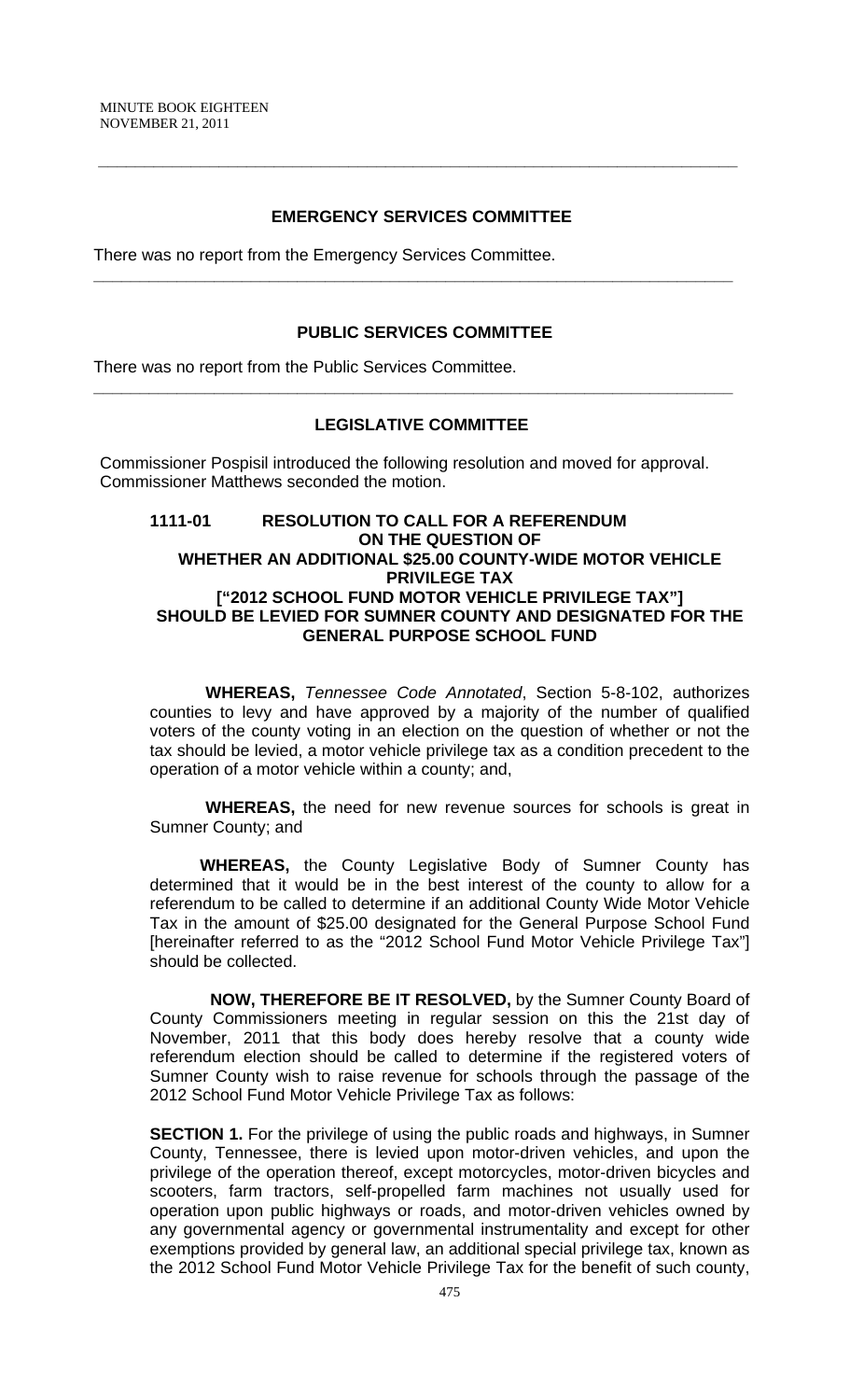## EMERGENCY SERVICES COMMITTEE

There was no report from the Emergency Services Committee.

---

## PUBLIC SERVICES COMMITTEE

There was no report from the Public Services Committee.

---

## LEGISLATIVE COMMITTEE

Commissioner Pospisil introduced the following resolution and moved for approval. Commissioner Matthews seconded the motion.

### 1111-01 RESOLUTION TO CALL FOR A REFERENDUM ON THE QUESTION OF WHETHER AN ADDITIONAL $25.00 COUNTY-WIDE MOTOR VEHICLE PRIVILEGE TAX ["2012 SCHOOL FUND MOTOR VEHICLE PRIVILEGE TAX"] SHOULD BE LEVIED FOR SUMNER COUNTY AND DESIGNATED FOR THE GENERAL PURPOSE SCHOOL FUND

**WHEREAS,** *Tennessee Code Annotated*, Section 5-8-102, authorizes counties to levy and have approved by a majority of the number of qualified voters of the county voting in an election on the question of whether or not the tax should be levied, a motor vehicle privilege tax as a condition precedent to the operation of a motor vehicle within a county; and,

**WHEREAS,** the need for new revenue sources for schools is great in Sumner County; and

**WHEREAS,** the County Legislative Body of Sumner County has determined that it would be in the best interest of the county to allow for a referendum to be called to determine if an additional County Wide Motor Vehicle Tax in the amount of $25.00 designated for the General Purpose School Fund [hereinafter referred to as the "2012 School Fund Motor Vehicle Privilege Tax"] should be collected.

**NOW, THEREFORE BE IT RESOLVED,** by the Sumner County Board of County Commissioners meeting in regular session on this the 21st day of November, 2011 that this body does hereby resolve that a county wide referendum election should be called to determine if the registered voters of Sumner County wish to raise revenue for schools through the passage of the 2012 School Fund Motor Vehicle Privilege Tax as follows:

**SECTION 1.** For the privilege of using the public roads and highways, in Sumner County, Tennessee, there is levied upon motor-driven vehicles, and upon the privilege of the operation thereof, except motorcycles, motor-driven bicycles and scooters, farm tractors, self-propelled farm machines not usually used for operation upon public highways or roads, and motor-driven vehicles owned by any governmental agency or governmental instrumentality and except for other exemptions provided by general law, an additional special privilege tax, known as the 2012 School Fund Motor Vehicle Privilege Tax for the benefit of such county,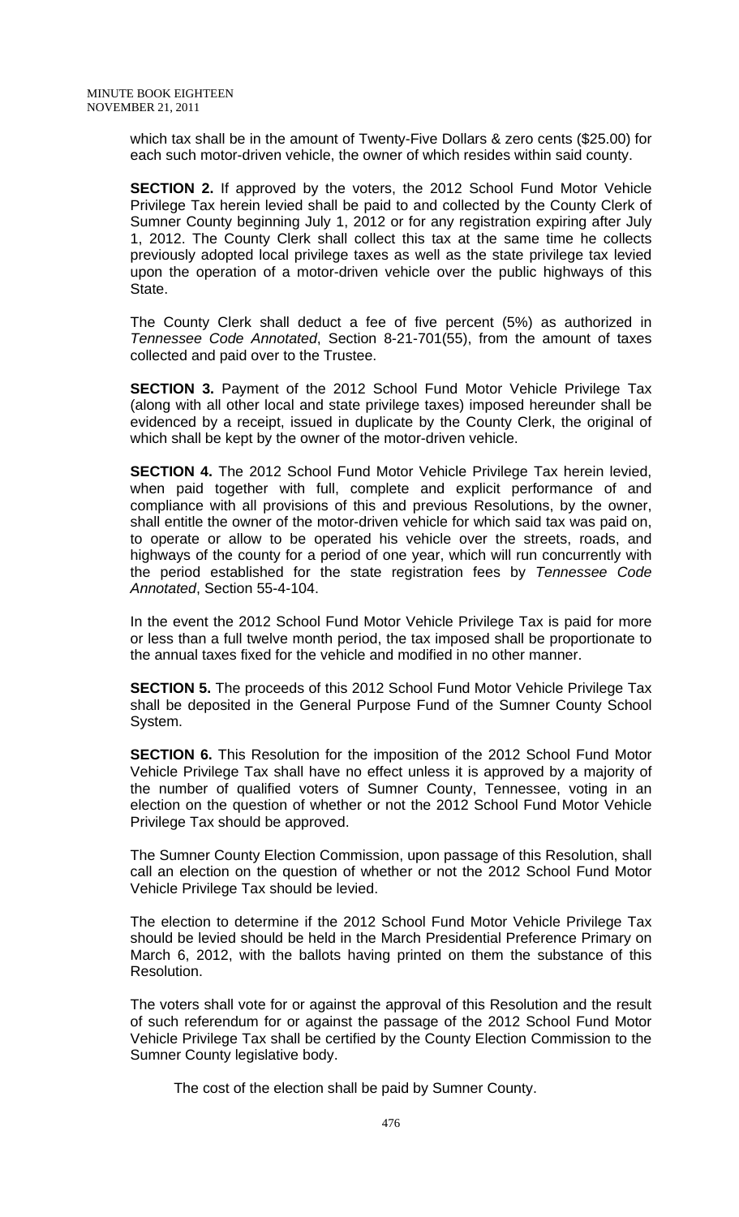which tax shall be in the amount of Twenty-Five Dollars & zero cents ($25.00) for each such motor-driven vehicle, the owner of which resides within said county.

**SECTION 2.** If approved by the voters, the 2012 School Fund Motor Vehicle Privilege Tax herein levied shall be paid to and collected by the County Clerk of Sumner County beginning July 1, 2012 or for any registration expiring after July 1, 2012. The County Clerk shall collect this tax at the same time he collects previously adopted local privilege taxes as well as the state privilege tax levied upon the operation of a motor-driven vehicle over the public highways of this State.

The County Clerk shall deduct a fee of five percent (5%) as authorized in *Tennessee Code Annotated*, Section 8-21-701(55), from the amount of taxes collected and paid over to the Trustee.

**SECTION 3.** Payment of the 2012 School Fund Motor Vehicle Privilege Tax (along with all other local and state privilege taxes) imposed hereunder shall be evidenced by a receipt, issued in duplicate by the County Clerk, the original of which shall be kept by the owner of the motor-driven vehicle.

**SECTION 4.** The 2012 School Fund Motor Vehicle Privilege Tax herein levied, when paid together with full, complete and explicit performance of and compliance with all provisions of this and previous Resolutions, by the owner, shall entitle the owner of the motor-driven vehicle for which said tax was paid on, to operate or allow to be operated his vehicle over the streets, roads, and highways of the county for a period of one year, which will run concurrently with the period established for the state registration fees by *Tennessee Code Annotated*, Section 55-4-104.

In the event the 2012 School Fund Motor Vehicle Privilege Tax is paid for more or less than a full twelve month period, the tax imposed shall be proportionate to the annual taxes fixed for the vehicle and modified in no other manner.

**SECTION 5.** The proceeds of this 2012 School Fund Motor Vehicle Privilege Tax shall be deposited in the General Purpose Fund of the Sumner County School System.

**SECTION 6.** This Resolution for the imposition of the 2012 School Fund Motor Vehicle Privilege Tax shall have no effect unless it is approved by a majority of the number of qualified voters of Sumner County, Tennessee, voting in an election on the question of whether or not the 2012 School Fund Motor Vehicle Privilege Tax should be approved.

The Sumner County Election Commission, upon passage of this Resolution, shall call an election on the question of whether or not the 2012 School Fund Motor Vehicle Privilege Tax should be levied.

The election to determine if the 2012 School Fund Motor Vehicle Privilege Tax should be levied should be held in the March Presidential Preference Primary on March 6, 2012, with the ballots having printed on them the substance of this Resolution.

The voters shall vote for or against the approval of this Resolution and the result of such referendum for or against the passage of the 2012 School Fund Motor Vehicle Privilege Tax shall be certified by the County Election Commission to the Sumner County legislative body.

The cost of the election shall be paid by Sumner County.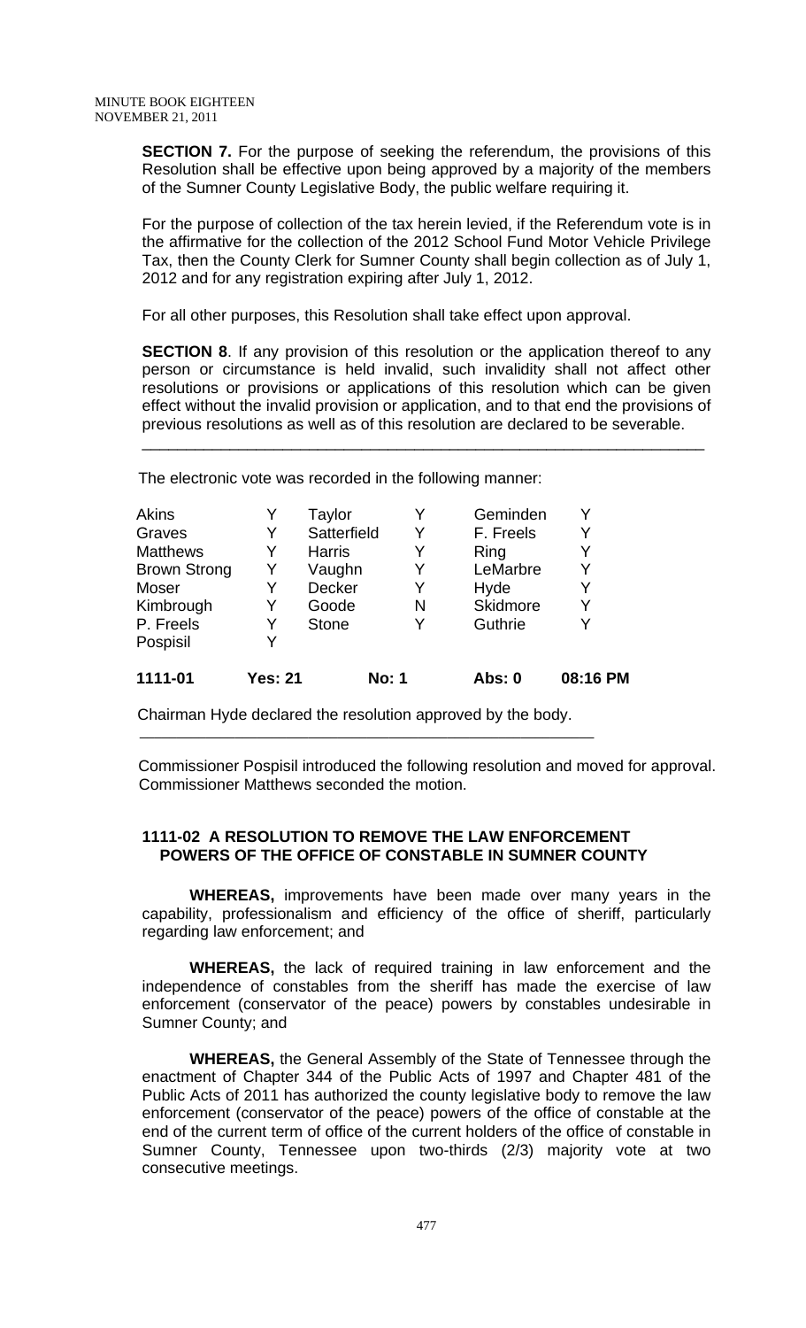**SECTION 7.** For the purpose of seeking the referendum, the provisions of this Resolution shall be effective upon being approved by a majority of the members of the Sumner County Legislative Body, the public welfare requiring it.

For the purpose of collection of the tax herein levied, if the Referendum vote is in the affirmative for the collection of the 2012 School Fund Motor Vehicle Privilege Tax, then the County Clerk for Sumner County shall begin collection as of July 1, 2012 and for any registration expiring after July 1, 2012.

For all other purposes, this Resolution shall take effect upon approval.

**SECTION 8**. If any provision of this resolution or the application thereof to any person or circumstance is held invalid, such invalidity shall not affect other resolutions or provisions or applications of this resolution which can be given effect without the invalid provision or application, and to that end the provisions of previous resolutions as well as of this resolution are declared to be severable.

---

The electronic vote was recorded in the following manner:

| | | | | | |
|---|---|---|---|---|---|
| Akins | Y | Taylor | Y | Geminden | Y |
| Graves | Y | Satterfield | Y | F. Freels | Y |
| Matthews | Y | Harris | Y | Ring | Y |
| Brown Strong | Y | Vaughn | Y | LeMarbre | Y |
| Moser | Y | Decker | Y | Hyde | Y |
| Kimbrough | Y | Goode | N | Skidmore | Y |
| P. Freels | Y | Stone | Y | Guthrie | Y |
| Pospisil | Y | | | | |
| **1111-01** | **Yes: 21** | | **No: 1** | **Abs: 0** | **08:16 PM** |

Chairman Hyde declared the resolution approved by the body.

---

Commissioner Pospisil introduced the following resolution and moved for approval. Commissioner Matthews seconded the motion.

**1111-02 A RESOLUTION TO REMOVE THE LAW ENFORCEMENT POWERS OF THE OFFICE OF CONSTABLE IN SUMNER COUNTY**

**WHEREAS,** improvements have been made over many years in the capability, professionalism and efficiency of the office of sheriff, particularly regarding law enforcement; and

**WHEREAS,** the lack of required training in law enforcement and the independence of constables from the sheriff has made the exercise of law enforcement (conservator of the peace) powers by constables undesirable in Sumner County; and

**WHEREAS,** the General Assembly of the State of Tennessee through the enactment of Chapter 344 of the Public Acts of 1997 and Chapter 481 of the Public Acts of 2011 has authorized the county legislative body to remove the law enforcement (conservator of the peace) powers of the office of constable at the end of the current term of office of the current holders of the office of constable in Sumner County, Tennessee upon two-thirds (2/3) majority vote at two consecutive meetings.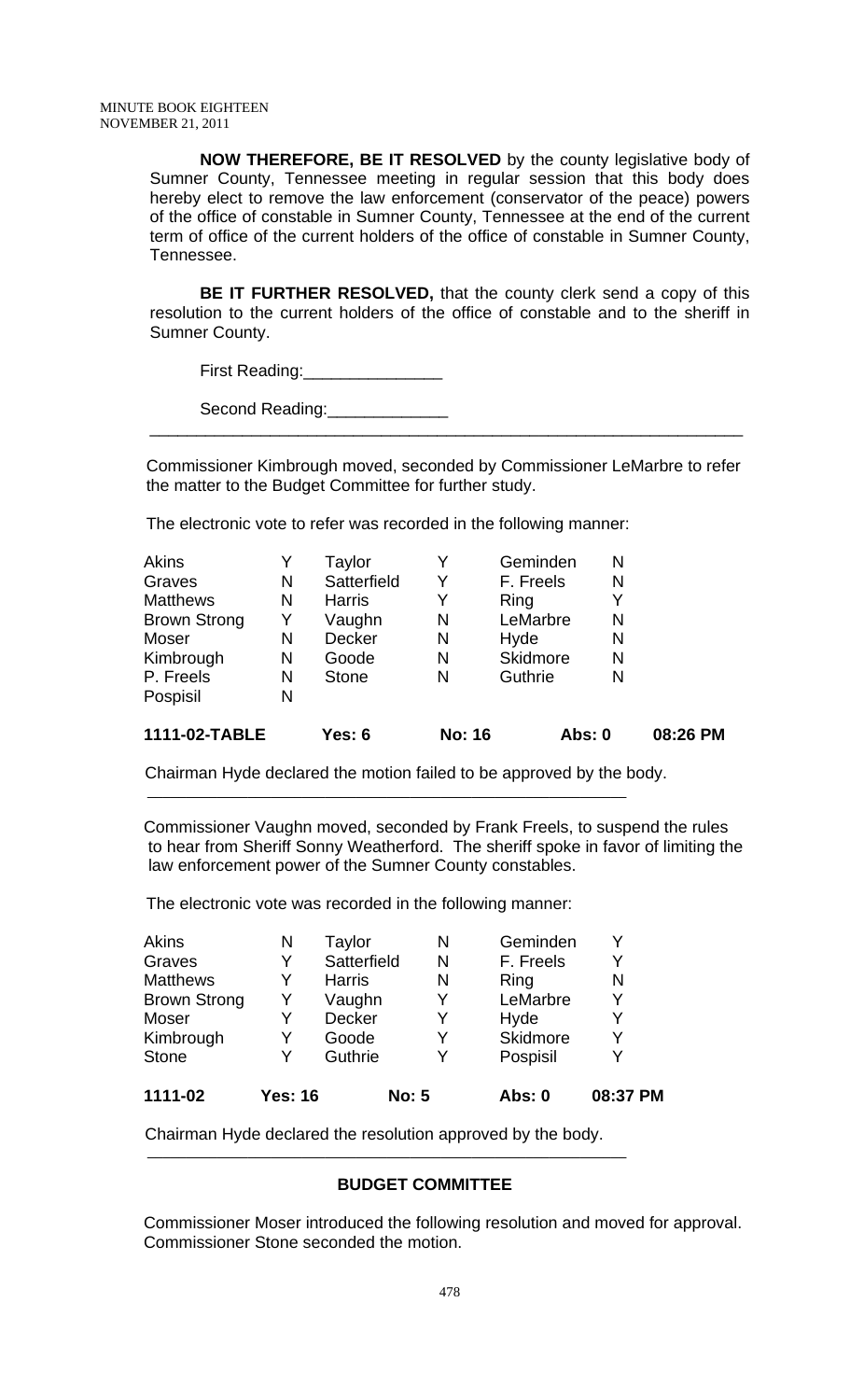**NOW THEREFORE, BE IT RESOLVED** by the county legislative body of Sumner County, Tennessee meeting in regular session that this body does hereby elect to remove the law enforcement (conservator of the peace) powers of the office of constable in Sumner County, Tennessee at the end of the current term of office of the current holders of the office of constable in Sumner County, Tennessee.

**BE IT FURTHER RESOLVED,** that the county clerk send a copy of this resolution to the current holders of the office of constable and to the sheriff in Sumner County.

First Reading:_______________

Second Reading:_____________

---

Commissioner Kimbrough moved, seconded by Commissioner LeMarbre to refer the matter to the Budget Committee for further study.

The electronic vote to refer was recorded in the following manner:

| | | | | | |
|---|---|---|---|---|---|
| Akins | Y | Taylor | Y | Geminden | N |
| Graves | N | Satterfield | Y | F. Freels | N |
| Matthews | N | Harris | Y | Ring | Y |
| Brown Strong | Y | Vaughn | N | LeMarbre | N |
| Moser | N | Decker | N | Hyde | N |
| Kimbrough | N | Goode | N | Skidmore | N |
| P. Freels | N | Stone | N | Guthrie | N |
| Pospisil | N | | | | |

**1111-02-TABLE** **Yes: 6** **No: 16** **Abs: 0** **08:26 PM**

Chairman Hyde declared the motion failed to be approved by the body.

---

Commissioner Vaughn moved, seconded by Frank Freels, to suspend the rules to hear from Sheriff Sonny Weatherford. The sheriff spoke in favor of limiting the law enforcement power of the Sumner County constables.

The electronic vote was recorded in the following manner:

| | | | | | |
|---|---|---|---|---|---|
| Akins | N | Taylor | N | Geminden | Y |
| Graves | Y | Satterfield | N | F. Freels | Y |
| Matthews | Y | Harris | N | Ring | N |
| Brown Strong | Y | Vaughn | Y | LeMarbre | Y |
| Moser | Y | Decker | Y | Hyde | Y |
| Kimbrough | Y | Goode | Y | Skidmore | Y |
| Stone | Y | Guthrie | Y | Pospisil | Y |

**1111-02** **Yes: 16** **No: 5** **Abs: 0** **08:37 PM**

Chairman Hyde declared the resolution approved by the body.

---

## BUDGET COMMITTEE

Commissioner Moser introduced the following resolution and moved for approval. Commissioner Stone seconded the motion.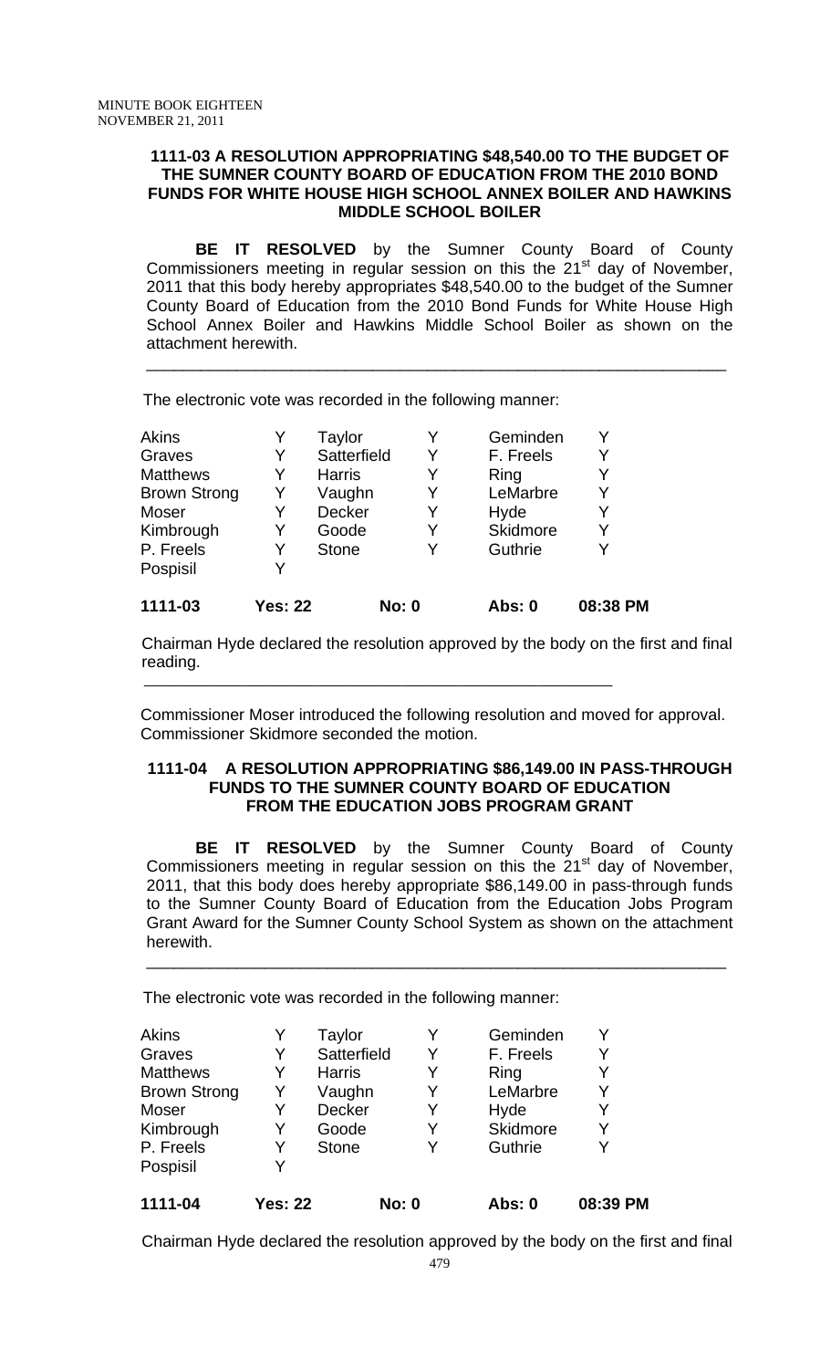**1111-03 A RESOLUTION APPROPRIATING $48,540.00 TO THE BUDGET OF THE SUMNER COUNTY BOARD OF EDUCATION FROM THE 2010 BOND FUNDS FOR WHITE HOUSE HIGH SCHOOL ANNEX BOILER AND HAWKINS MIDDLE SCHOOL BOILER**

**BE IT RESOLVED** by the Sumner County Board of County Commissioners meeting in regular session on this the 21st day of November, 2011 that this body hereby appropriates $48,540.00 to the budget of the Sumner County Board of Education from the 2010 Bond Funds for White House High School Annex Boiler and Hawkins Middle School Boiler as shown on the attachment herewith.

---

The electronic vote was recorded in the following manner:

| | | | | | |
|---|---|---|---|---|---|
| Akins | Y | Taylor | Y | Geminden | Y |
| Graves | Y | Satterfield | Y | F. Freels | Y |
| Matthews | Y | Harris | Y | Ring | Y |
| Brown Strong | Y | Vaughn | Y | LeMarbre | Y |
| Moser | Y | Decker | Y | Hyde | Y |
| Kimbrough | Y | Goode | Y | Skidmore | Y |
| P. Freels | Y | Stone | Y | Guthrie | Y |
| Pospisil | Y | | | | |
| **1111-03** | **Yes: 22** | | **No: 0** | **Abs: 0** | **08:38 PM** |

Chairman Hyde declared the resolution approved by the body on the first and final reading.

---

Commissioner Moser introduced the following resolution and moved for approval. Commissioner Skidmore seconded the motion.

**1111-04 A RESOLUTION APPROPRIATING $86,149.00 IN PASS-THROUGH FUNDS TO THE SUMNER COUNTY BOARD OF EDUCATION FROM THE EDUCATION JOBS PROGRAM GRANT**

**BE IT RESOLVED** by the Sumner County Board of County Commissioners meeting in regular session on this the 21st day of November, 2011, that this body does hereby appropriate $86,149.00 in pass-through funds to the Sumner County Board of Education from the Education Jobs Program Grant Award for the Sumner County School System as shown on the attachment herewith.

---

The electronic vote was recorded in the following manner:

| | | | | | |
|---|---|---|---|---|---|
| Akins | Y | Taylor | Y | Geminden | Y |
| Graves | Y | Satterfield | Y | F. Freels | Y |
| Matthews | Y | Harris | Y | Ring | Y |
| Brown Strong | Y | Vaughn | Y | LeMarbre | Y |
| Moser | Y | Decker | Y | Hyde | Y |
| Kimbrough | Y | Goode | Y | Skidmore | Y |
| P. Freels | Y | Stone | Y | Guthrie | Y |
| Pospisil | Y | | | | |
| **1111-04** | **Yes: 22** | | **No: 0** | **Abs: 0** | **08:39 PM** |

Chairman Hyde declared the resolution approved by the body on the first and final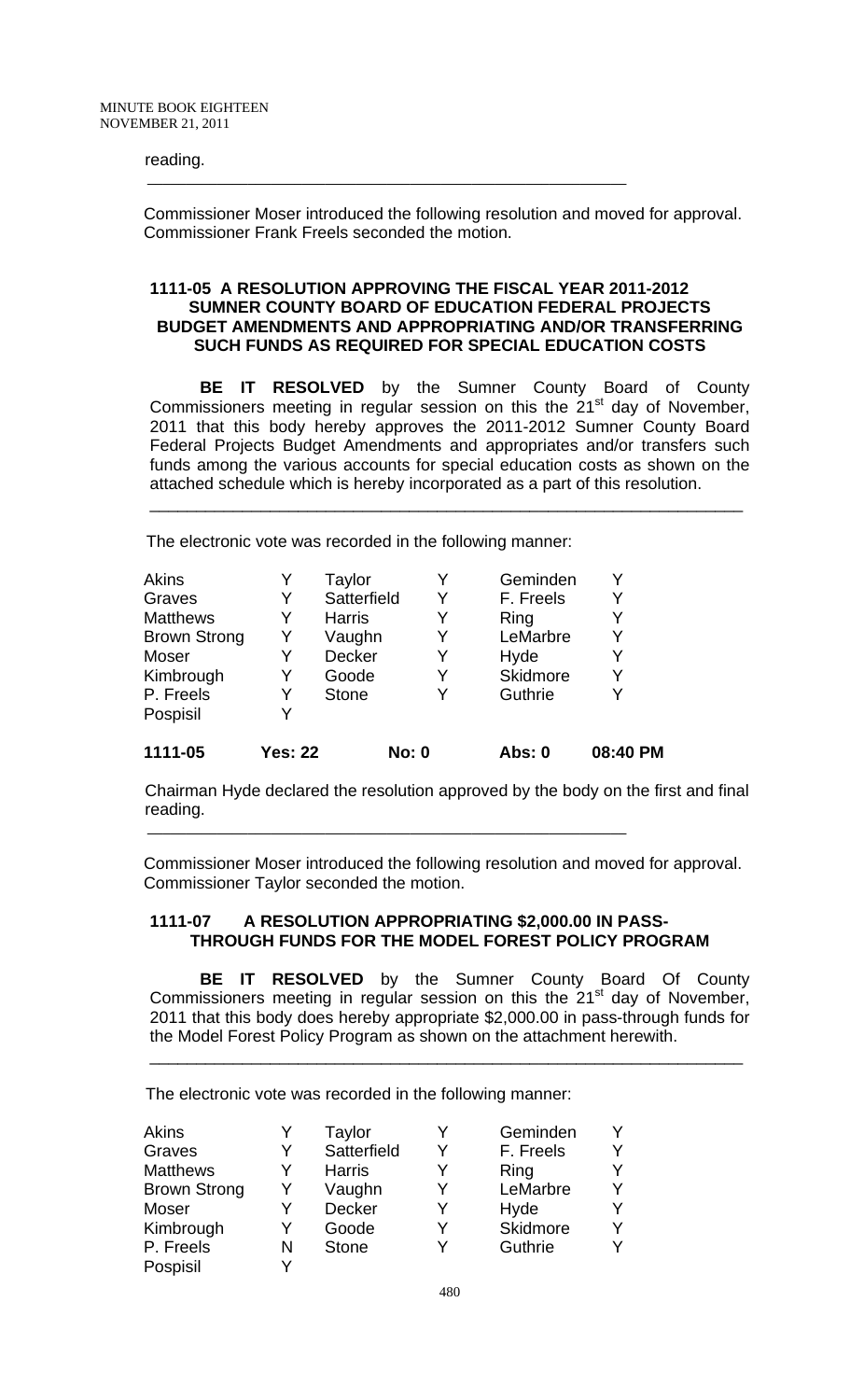reading.

---

Commissioner Moser introduced the following resolution and moved for approval. Commissioner Frank Freels seconded the motion.

**1111-05 A RESOLUTION APPROVING THE FISCAL YEAR 2011-2012 SUMNER COUNTY BOARD OF EDUCATION FEDERAL PROJECTS BUDGET AMENDMENTS AND APPROPRIATING AND/OR TRANSFERRING SUCH FUNDS AS REQUIRED FOR SPECIAL EDUCATION COSTS**

**BE IT RESOLVED** by the Sumner County Board of County Commissioners meeting in regular session on this the 21st day of November, 2011 that this body hereby approves the 2011-2012 Sumner County Board Federal Projects Budget Amendments and appropriates and/or transfers such funds among the various accounts for special education costs as shown on the attached schedule which is hereby incorporated as a part of this resolution.

---

The electronic vote was recorded in the following manner:

| | | | | | |
|---|---|---|---|---|---|
| Akins | Y | Taylor | Y | Geminden | Y |
| Graves | Y | Satterfield | Y | F. Freels | Y |
| Matthews | Y | Harris | Y | Ring | Y |
| Brown Strong | Y | Vaughn | Y | LeMarbre | Y |
| Moser | Y | Decker | Y | Hyde | Y |
| Kimbrough | Y | Goode | Y | Skidmore | Y |
| P. Freels | Y | Stone | Y | Guthrie | Y |
| Pospisil | Y | | | | |

**1111-05 Yes: 22 No: 0 Abs: 0 08:40 PM**

Chairman Hyde declared the resolution approved by the body on the first and final reading.

---

Commissioner Moser introduced the following resolution and moved for approval. Commissioner Taylor seconded the motion.

**1111-07 A RESOLUTION APPROPRIATING $2,000.00 IN PASS-THROUGH FUNDS FOR THE MODEL FOREST POLICY PROGRAM**

**BE IT RESOLVED** by the Sumner County Board Of County Commissioners meeting in regular session on this the 21st day of November, 2011 that this body does hereby appropriate $2,000.00 in pass-through funds for the Model Forest Policy Program as shown on the attachment herewith.

---

The electronic vote was recorded in the following manner:

| | | | | | |
|---|---|---|---|---|---|
| Akins | Y | Taylor | Y | Geminden | Y |
| Graves | Y | Satterfield | Y | F. Freels | Y |
| Matthews | Y | Harris | Y | Ring | Y |
| Brown Strong | Y | Vaughn | Y | LeMarbre | Y |
| Moser | Y | Decker | Y | Hyde | Y |
| Kimbrough | Y | Goode | Y | Skidmore | Y |
| P. Freels | N | Stone | Y | Guthrie | Y |
| Pospisil | Y | | | | |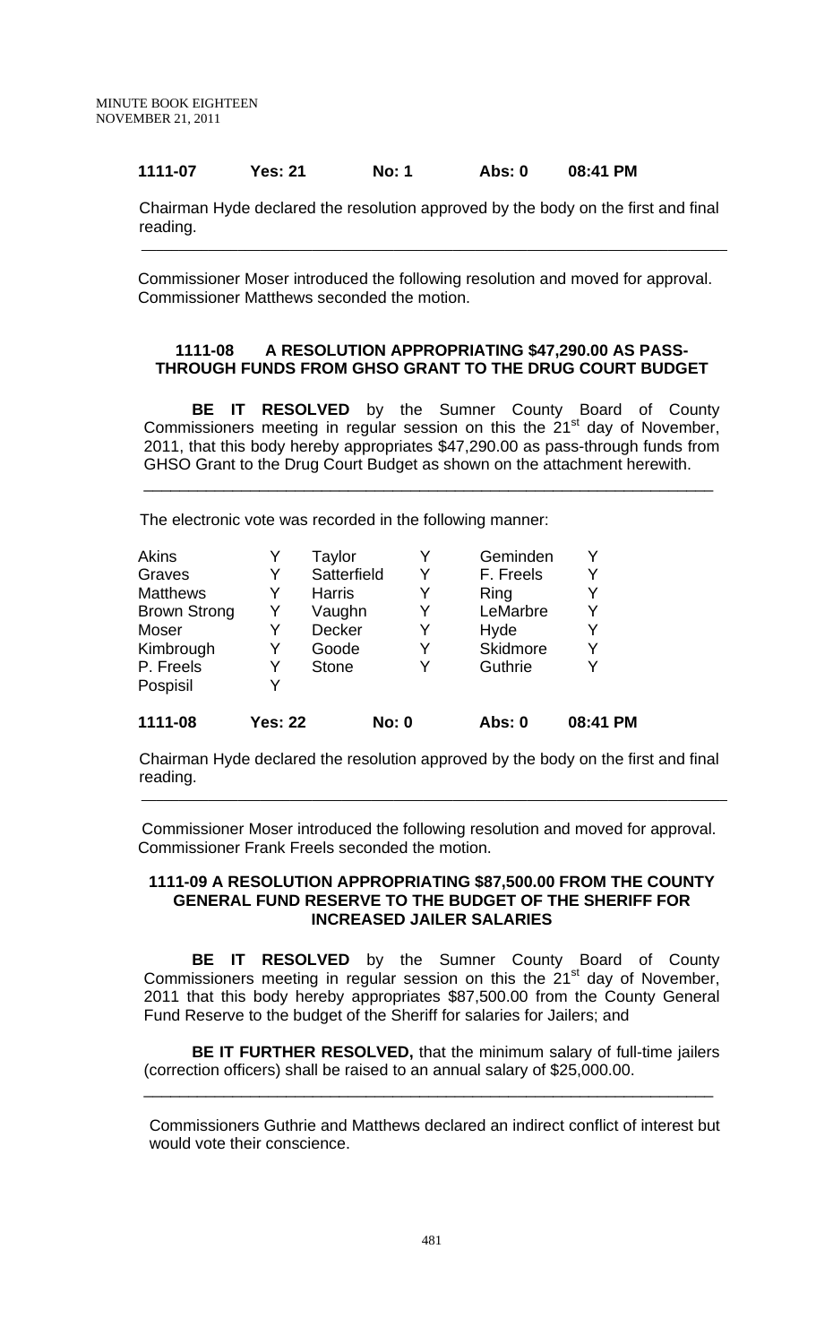**1111-07 Yes: 21 No: 1 Abs: 0 08:41 PM**

Chairman Hyde declared the resolution approved by the body on the first and final reading.

---

Commissioner Moser introduced the following resolution and moved for approval. Commissioner Matthews seconded the motion.

**1111-08 A RESOLUTION APPROPRIATING $47,290.00 AS PASS-THROUGH FUNDS FROM GHSO GRANT TO THE DRUG COURT BUDGET**

**BE IT RESOLVED** by the Sumner County Board of County Commissioners meeting in regular session on this the 21st day of November, 2011, that this body hereby appropriates $47,290.00 as pass-through funds from GHSO Grant to the Drug Court Budget as shown on the attachment herewith.

---

The electronic vote was recorded in the following manner:

| | | | | | |
|---|---|---|---|---|---|
| Akins | Y | Taylor | Y | Geminden | Y |
| Graves | Y | Satterfield | Y | F. Freels | Y |
| Matthews | Y | Harris | Y | Ring | Y |
| Brown Strong | Y | Vaughn | Y | LeMarbre | Y |
| Moser | Y | Decker | Y | Hyde | Y |
| Kimbrough | Y | Goode | Y | Skidmore | Y |
| P. Freels | Y | Stone | Y | Guthrie | Y |
| Pospisil | Y | | | | |

**1111-08 Yes: 22 No: 0 Abs: 0 08:41 PM**

Chairman Hyde declared the resolution approved by the body on the first and final reading.

---

Commissioner Moser introduced the following resolution and moved for approval. Commissioner Frank Freels seconded the motion.

**1111-09 A RESOLUTION APPROPRIATING $87,500.00 FROM THE COUNTY GENERAL FUND RESERVE TO THE BUDGET OF THE SHERIFF FOR INCREASED JAILER SALARIES**

**BE IT RESOLVED** by the Sumner County Board of County Commissioners meeting in regular session on this the 21st day of November, 2011 that this body hereby appropriates $87,500.00 from the County General Fund Reserve to the budget of the Sheriff for salaries for Jailers; and

**BE IT FURTHER RESOLVED,** that the minimum salary of full-time jailers (correction officers) shall be raised to an annual salary of $25,000.00.

---

Commissioners Guthrie and Matthews declared an indirect conflict of interest but would vote their conscience.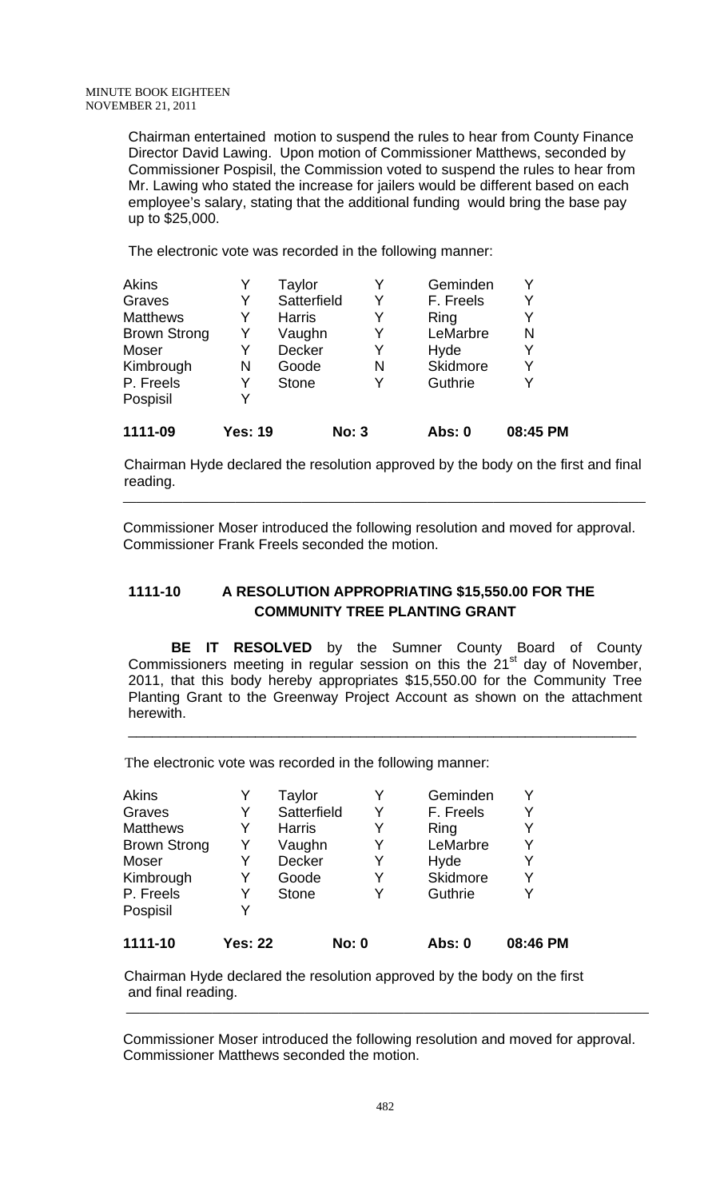Chairman entertained motion to suspend the rules to hear from County Finance Director David Lawing. Upon motion of Commissioner Matthews, seconded by Commissioner Pospisil, the Commission voted to suspend the rules to hear from Mr. Lawing who stated the increase for jailers would be different based on each employee's salary, stating that the additional funding would bring the base pay up to $25,000.

The electronic vote was recorded in the following manner:

| | | | | | |
|---|---|---|---|---|---|
| Akins | Y | Taylor | Y | Geminden | Y |
| Graves | Y | Satterfield | Y | F. Freels | Y |
| Matthews | Y | Harris | Y | Ring | Y |
| Brown Strong | Y | Vaughn | Y | LeMarbre | N |
| Moser | Y | Decker | Y | Hyde | Y |
| Kimbrough | N | Goode | N | Skidmore | Y |
| P. Freels | Y | Stone | Y | Guthrie | Y |
| Pospisil | Y | | | | |
| **1111-09** | **Yes: 19** | | **No: 3** | **Abs: 0** | **08:45 PM** |

Chairman Hyde declared the resolution approved by the body on the first and final reading.

---

Commissioner Moser introduced the following resolution and moved for approval. Commissioner Frank Freels seconded the motion.

## 1111-10 A RESOLUTION APPROPRIATING $15,550.00 FOR THE COMMUNITY TREE PLANTING GRANT

**BE IT RESOLVED** by the Sumner County Board of County Commissioners meeting in regular session on this the 21st day of November, 2011, that this body hereby appropriates $15,550.00 for the Community Tree Planting Grant to the Greenway Project Account as shown on the attachment herewith.

---

The electronic vote was recorded in the following manner:

| | | | | | |
|---|---|---|---|---|---|
| Akins | Y | Taylor | Y | Geminden | Y |
| Graves | Y | Satterfield | Y | F. Freels | Y |
| Matthews | Y | Harris | Y | Ring | Y |
| Brown Strong | Y | Vaughn | Y | LeMarbre | Y |
| Moser | Y | Decker | Y | Hyde | Y |
| Kimbrough | Y | Goode | Y | Skidmore | Y |
| P. Freels | Y | Stone | Y | Guthrie | Y |
| Pospisil | Y | | | | |
| **1111-10** | **Yes: 22** | | **No: 0** | **Abs: 0** | **08:46 PM** |

Chairman Hyde declared the resolution approved by the body on the first and final reading.

---

Commissioner Moser introduced the following resolution and moved for approval. Commissioner Matthews seconded the motion.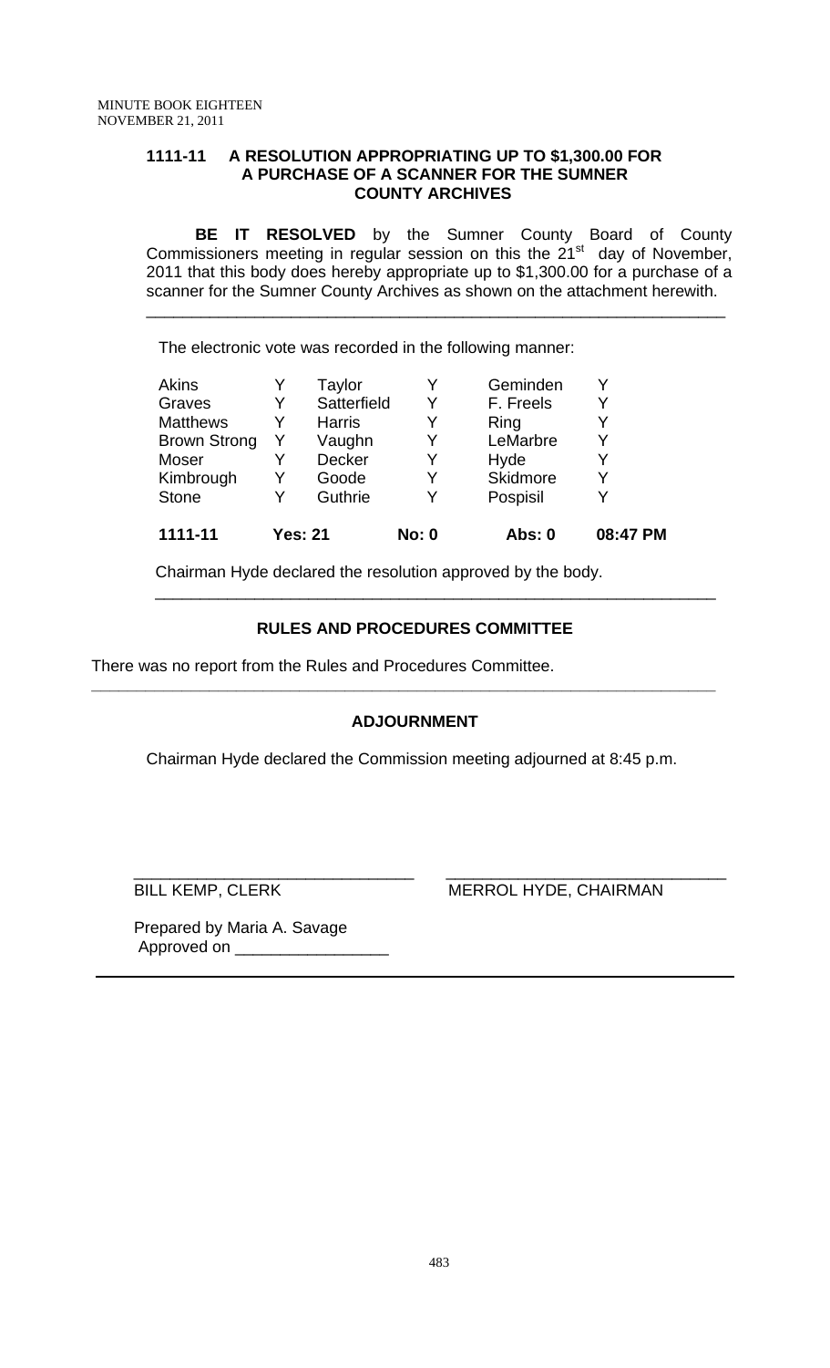**1111-11 A RESOLUTION APPROPRIATING UP TO $1,300.00 FOR A PURCHASE OF A SCANNER FOR THE SUMNER COUNTY ARCHIVES**

**BE IT RESOLVED** by the Sumner County Board of County Commissioners meeting in regular session on this the 21st day of November, 2011 that this body does hereby appropriate up to $1,300.00 for a purchase of a scanner for the Sumner County Archives as shown on the attachment herewith.

---

The electronic vote was recorded in the following manner:

| | | | | | |
|---|---|---|---|---|---|
| Akins | Y | Taylor | Y | Geminden | Y |
| Graves | Y | Satterfield | Y | F. Freels | Y |
| Matthews | Y | Harris | Y | Ring | Y |
| Brown Strong | Y | Vaughn | Y | LeMarbre | Y |
| Moser | Y | Decker | Y | Hyde | Y |
| Kimbrough | Y | Goode | Y | Skidmore | Y |
| Stone | Y | Guthrie | Y | Pospisil | Y |
| **1111-11** | **Yes: 21** | | **No: 0** | **Abs: 0** | **08:47 PM** |

Chairman Hyde declared the resolution approved by the body.

---

## RULES AND PROCEDURES COMMITTEE

There was no report from the Rules and Procedures Committee.

---

## ADJOURNMENT

Chairman Hyde declared the Commission meeting adjourned at 8:45 p.m.

\_\_\_\_\_\_\_\_\_\_\_\_\_\_\_\_\_\_\_\_\_\_\_\_\_\_\_\_\_\_ \_\_\_\_\_\_\_\_\_\_\_\_\_\_\_\_\_\_\_\_\_\_\_\_\_\_\_\_\_\_

BILL KEMP, CLERK MERROL HYDE, CHAIRMAN

Prepared by Maria A. Savage

Approved on \_\_\_\_\_\_\_\_\_\_\_\_\_\_\_\_